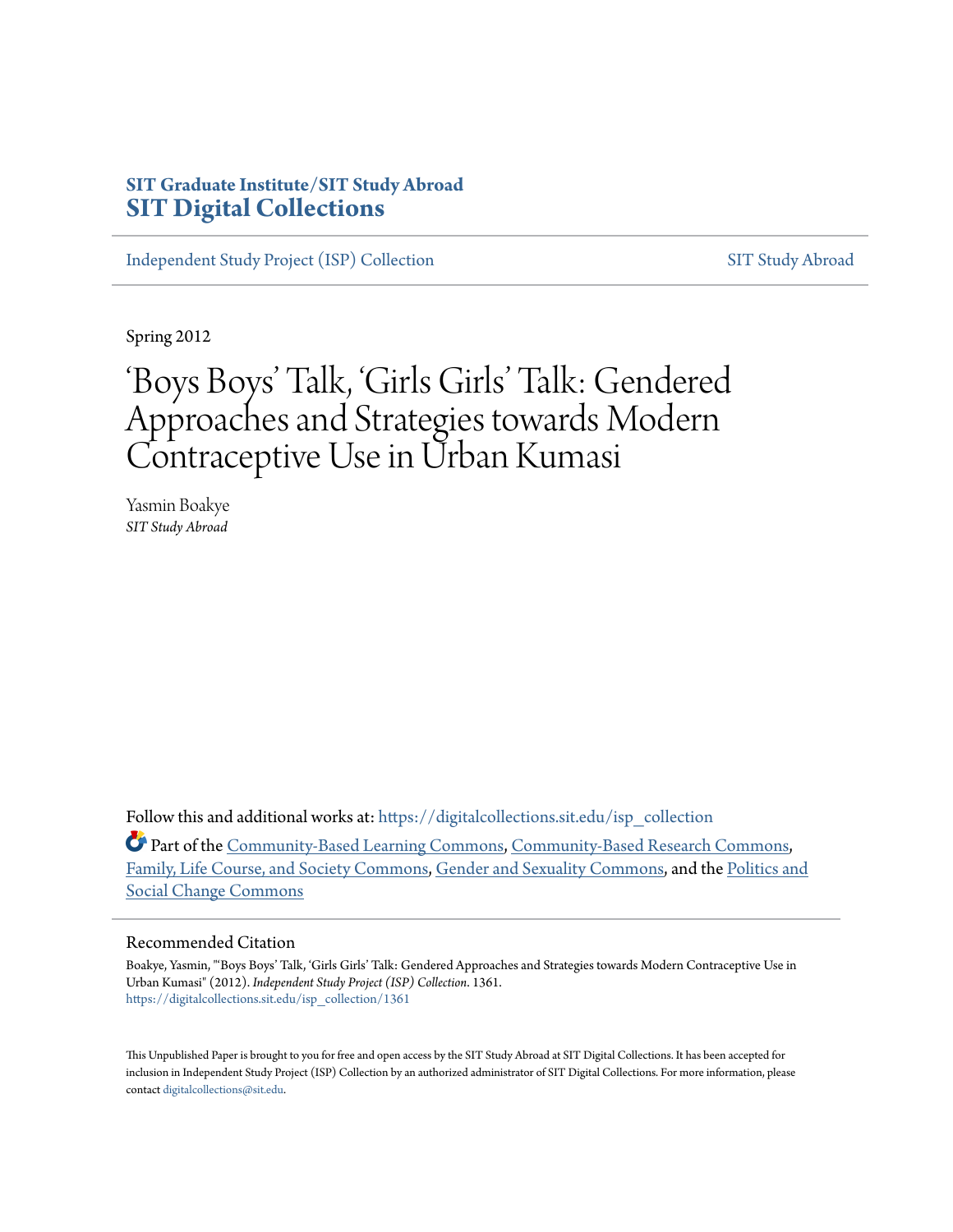**SIT Graduate Institute/SIT Study Abroad**
**SIT Digital Collections**

Independent Study Project (ISP) Collection | SIT Study Abroad

Spring 2012

# 'Boys Boys' Talk, 'Girls Girls' Talk: Gendered Approaches and Strategies towards Modern Contraceptive Use in Urban Kumasi

Yasmin Boakye
*SIT Study Abroad*

Follow this and additional works at: https://digitalcollections.sit.edu/isp_collection

Part of the Community-Based Learning Commons, Community-Based Research Commons, Family, Life Course, and Society Commons, Gender and Sexuality Commons, and the Politics and Social Change Commons

## Recommended Citation

Boakye, Yasmin, "'Boys Boys' Talk, 'Girls Girls' Talk: Gendered Approaches and Strategies towards Modern Contraceptive Use in Urban Kumasi" (2012). *Independent Study Project (ISP) Collection*. 1361.
https://digitalcollections.sit.edu/isp_collection/1361

This Unpublished Paper is brought to you for free and open access by the SIT Study Abroad at SIT Digital Collections. It has been accepted for inclusion in Independent Study Project (ISP) Collection by an authorized administrator of SIT Digital Collections. For more information, please contact digitalcollections@sit.edu.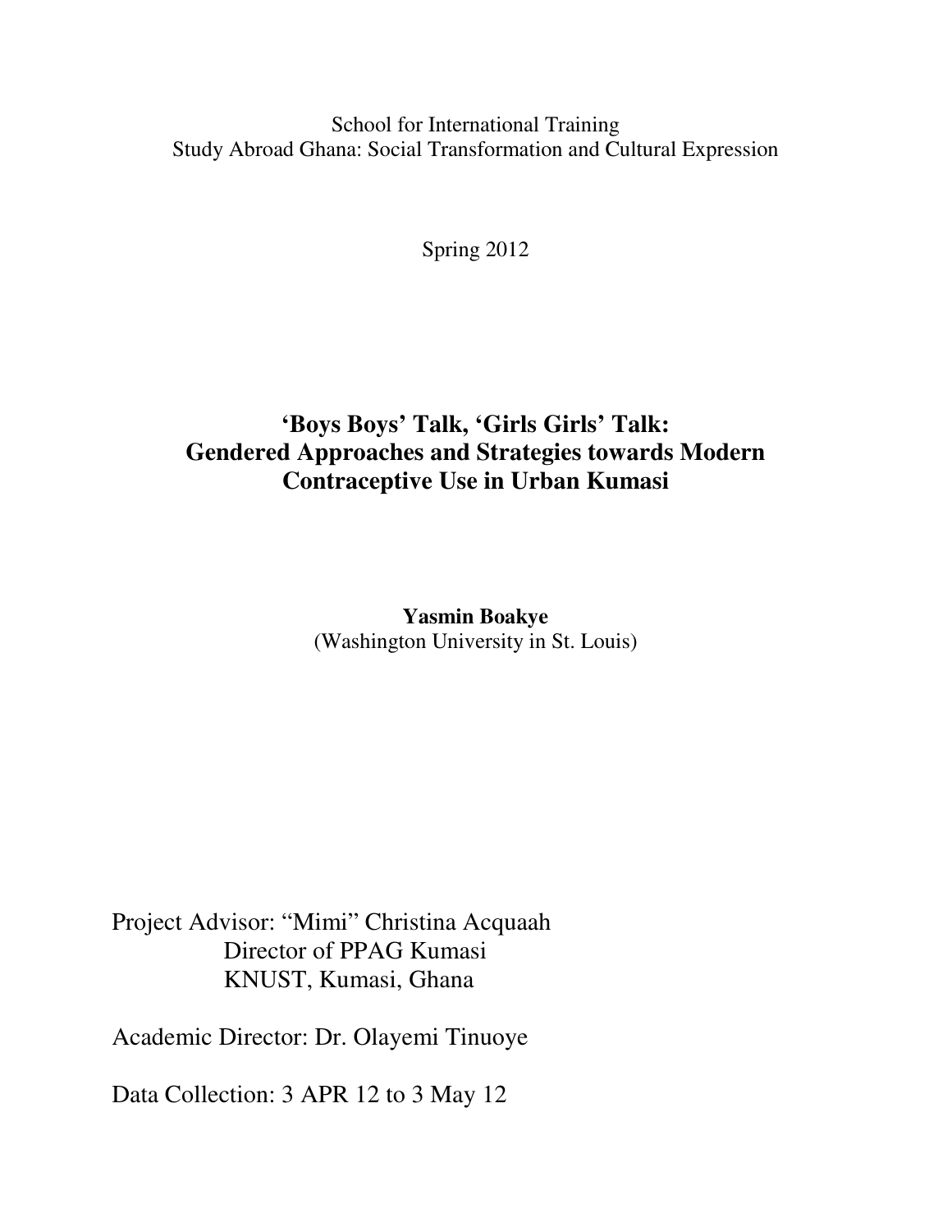School for International Training
Study Abroad Ghana: Social Transformation and Cultural Expression

Spring 2012

# 'Boys Boys' Talk, 'Girls Girls' Talk: Gendered Approaches and Strategies towards Modern Contraceptive Use in Urban Kumasi

**Yasmin Boakye**
(Washington University in St. Louis)

Project Advisor: "Mimi" Christina Acquaah
Director of PPAG Kumasi
KNUST, Kumasi, Ghana

Academic Director: Dr. Olayemi Tinuoye

Data Collection: 3 APR 12 to 3 May 12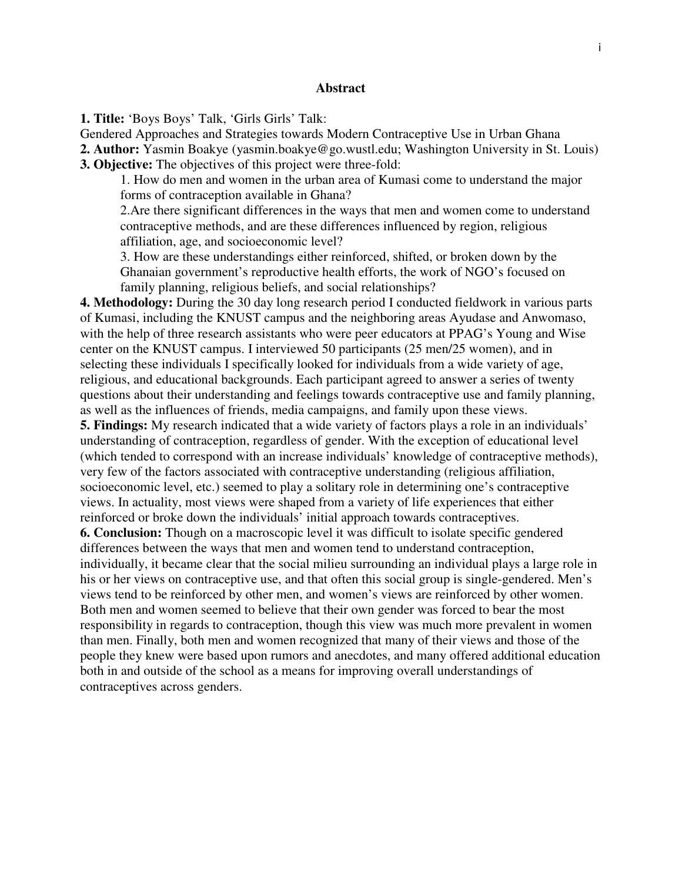## Abstract

**1. Title:** 'Boys Boys' Talk, 'Girls Girls' Talk:
Gendered Approaches and Strategies towards Modern Contraceptive Use in Urban Ghana

**2. Author:** Yasmin Boakye (yasmin.boakye@go.wustl.edu; Washington University in St. Louis)

**3. Objective:** The objectives of this project were three-fold:

1. How do men and women in the urban area of Kumasi come to understand the major forms of contraception available in Ghana?
2. Are there significant differences in the ways that men and women come to understand contraceptive methods, and are these differences influenced by region, religious affiliation, age, and socioeconomic level?
3. How are these understandings either reinforced, shifted, or broken down by the Ghanaian government's reproductive health efforts, the work of NGO's focused on family planning, religious beliefs, and social relationships?

**4. Methodology:** During the 30 day long research period I conducted fieldwork in various parts of Kumasi, including the KNUST campus and the neighboring areas Ayudase and Anwomaso, with the help of three research assistants who were peer educators at PPAG's Young and Wise center on the KNUST campus. I interviewed 50 participants (25 men/25 women), and in selecting these individuals I specifically looked for individuals from a wide variety of age, religious, and educational backgrounds. Each participant agreed to answer a series of twenty questions about their understanding and feelings towards contraceptive use and family planning, as well as the influences of friends, media campaigns, and family upon these views.

**5. Findings:** My research indicated that a wide variety of factors plays a role in an individuals' understanding of contraception, regardless of gender. With the exception of educational level (which tended to correspond with an increase individuals' knowledge of contraceptive methods), very few of the factors associated with contraceptive understanding (religious affiliation, socioeconomic level, etc.) seemed to play a solitary role in determining one's contraceptive views. In actuality, most views were shaped from a variety of life experiences that either reinforced or broke down the individuals' initial approach towards contraceptives.

**6. Conclusion:** Though on a macroscopic level it was difficult to isolate specific gendered differences between the ways that men and women tend to understand contraception, individually, it became clear that the social milieu surrounding an individual plays a large role in his or her views on contraceptive use, and that often this social group is single-gendered. Men's views tend to be reinforced by other men, and women's views are reinforced by other women. Both men and women seemed to believe that their own gender was forced to bear the most responsibility in regards to contraception, though this view was much more prevalent in women than men. Finally, both men and women recognized that many of their views and those of the people they knew were based upon rumors and anecdotes, and many offered additional education both in and outside of the school as a means for improving overall understandings of contraceptives across genders.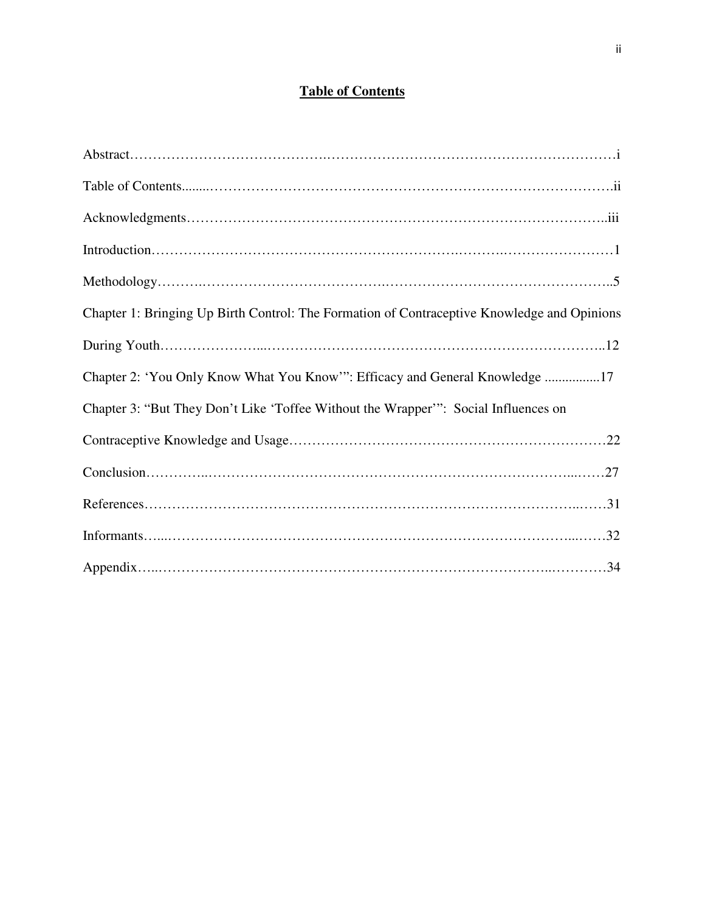# Table of Contents

Abstract……………………………………………………………………………………………i

Table of Contents........……………………………………………………………………….ii

Acknowledgments……………………………………………………………………………..iii

Introduction………………………………………………………………………………………1

Methodology………………………………………………………………………………………..5

Chapter 1: Bringing Up Birth Control: The Formation of Contraceptive Knowledge and Opinions During Youth………………...……………………………………………………………..12

Chapter 2: 'You Only Know What You Know'": Efficacy and General Knowledge ................17

Chapter 3: "But They Don't Like 'Toffee Without the Wrapper'": Social Influences on Contraceptive Knowledge and Usage……………………………………………………………22

Conclusion…………..…………………………………………………………………...……27

References……………………………………………………………………………………...……31

Informants…...…………………………………………………………………………...……32

Appendix…...…………………………………………………………………………..…………34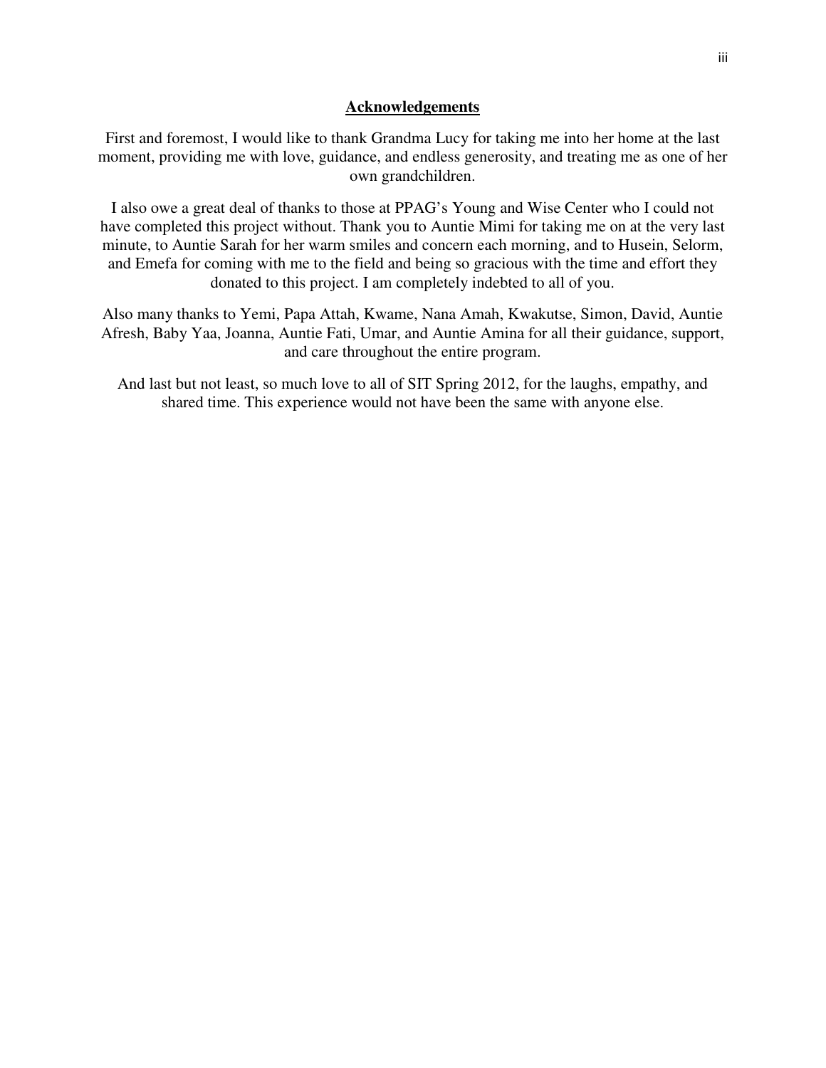## Acknowledgements

First and foremost, I would like to thank Grandma Lucy for taking me into her home at the last moment, providing me with love, guidance, and endless generosity, and treating me as one of her own grandchildren.

I also owe a great deal of thanks to those at PPAG's Young and Wise Center who I could not have completed this project without. Thank you to Auntie Mimi for taking me on at the very last minute, to Auntie Sarah for her warm smiles and concern each morning, and to Husein, Selorm, and Emefa for coming with me to the field and being so gracious with the time and effort they donated to this project. I am completely indebted to all of you.

Also many thanks to Yemi, Papa Attah, Kwame, Nana Amah, Kwakutse, Simon, David, Auntie Afresh, Baby Yaa, Joanna, Auntie Fati, Umar, and Auntie Amina for all their guidance, support, and care throughout the entire program.

And last but not least, so much love to all of SIT Spring 2012, for the laughs, empathy, and shared time. This experience would not have been the same with anyone else.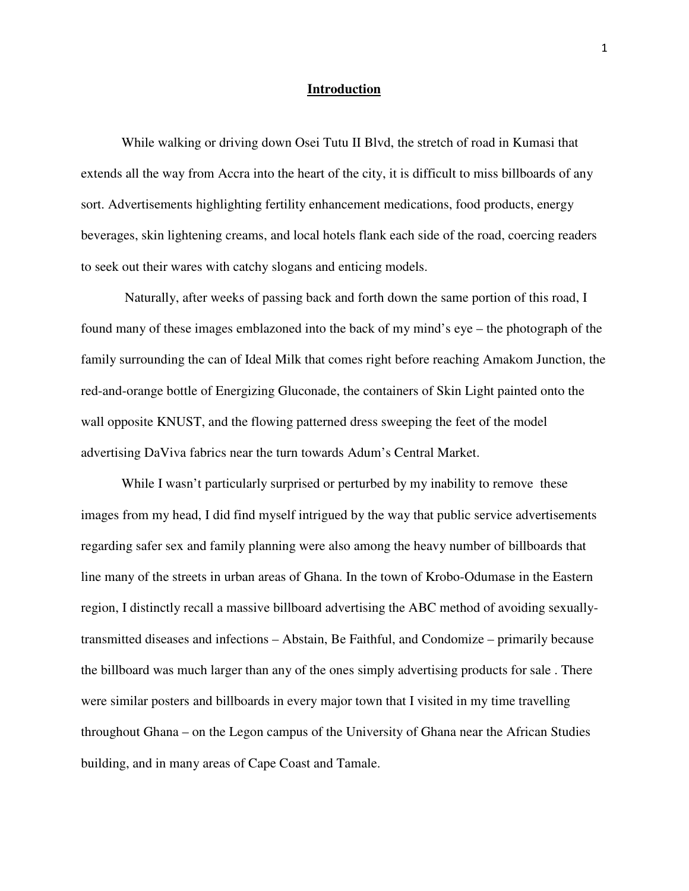# Introduction

While walking or driving down Osei Tutu II Blvd, the stretch of road in Kumasi that extends all the way from Accra into the heart of the city, it is difficult to miss billboards of any sort. Advertisements highlighting fertility enhancement medications, food products, energy beverages, skin lightening creams, and local hotels flank each side of the road, coercing readers to seek out their wares with catchy slogans and enticing models.

Naturally, after weeks of passing back and forth down the same portion of this road, I found many of these images emblazoned into the back of my mind's eye – the photograph of the family surrounding the can of Ideal Milk that comes right before reaching Amakom Junction, the red-and-orange bottle of Energizing Gluconade, the containers of Skin Light painted onto the wall opposite KNUST, and the flowing patterned dress sweeping the feet of the model advertising DaViva fabrics near the turn towards Adum's Central Market.

While I wasn't particularly surprised or perturbed by my inability to remove these images from my head, I did find myself intrigued by the way that public service advertisements regarding safer sex and family planning were also among the heavy number of billboards that line many of the streets in urban areas of Ghana. In the town of Krobo-Odumase in the Eastern region, I distinctly recall a massive billboard advertising the ABC method of avoiding sexually-transmitted diseases and infections – Abstain, Be Faithful, and Condomize – primarily because the billboard was much larger than any of the ones simply advertising products for sale . There were similar posters and billboards in every major town that I visited in my time travelling throughout Ghana – on the Legon campus of the University of Ghana near the African Studies building, and in many areas of Cape Coast and Tamale.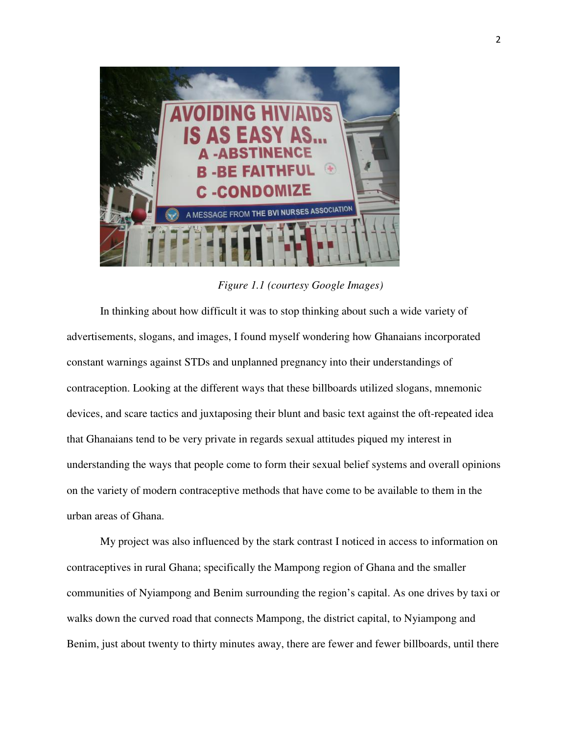*Figure 1.1 (courtesy Google Images)*

In thinking about how difficult it was to stop thinking about such a wide variety of advertisements, slogans, and images, I found myself wondering how Ghanaians incorporated constant warnings against STDs and unplanned pregnancy into their understandings of contraception. Looking at the different ways that these billboards utilized slogans, mnemonic devices, and scare tactics and juxtaposing their blunt and basic text against the oft-repeated idea that Ghanaians tend to be very private in regards sexual attitudes piqued my interest in understanding the ways that people come to form their sexual belief systems and overall opinions on the variety of modern contraceptive methods that have come to be available to them in the urban areas of Ghana.

My project was also influenced by the stark contrast I noticed in access to information on contraceptives in rural Ghana; specifically the Mampong region of Ghana and the smaller communities of Nyiampong and Benim surrounding the region's capital. As one drives by taxi or walks down the curved road that connects Mampong, the district capital, to Nyiampong and Benim, just about twenty to thirty minutes away, there are fewer and fewer billboards, until there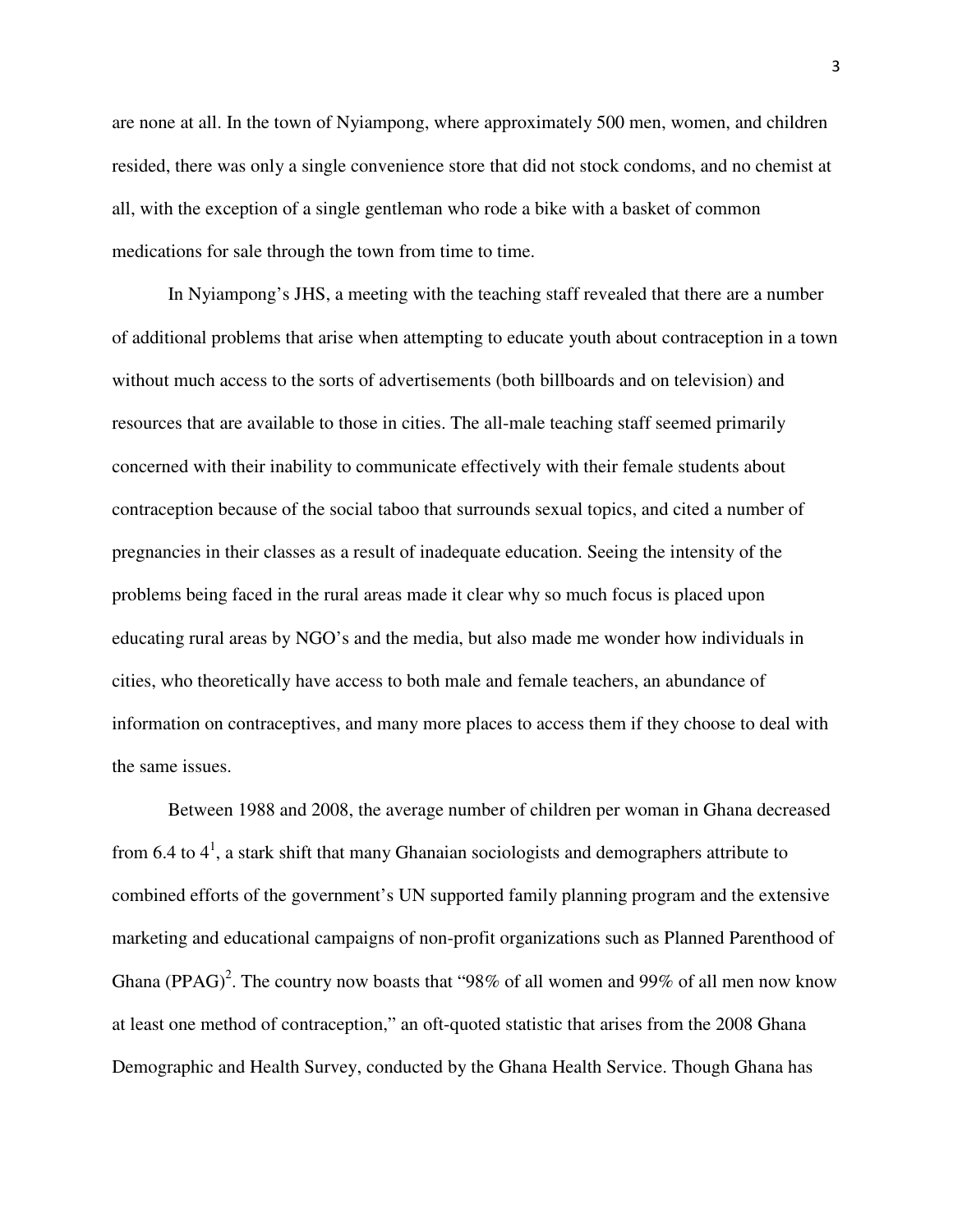are none at all. In the town of Nyiampong, where approximately 500 men, women, and children resided, there was only a single convenience store that did not stock condoms, and no chemist at all, with the exception of a single gentleman who rode a bike with a basket of common medications for sale through the town from time to time.

In Nyiampong's JHS, a meeting with the teaching staff revealed that there are a number of additional problems that arise when attempting to educate youth about contraception in a town without much access to the sorts of advertisements (both billboards and on television) and resources that are available to those in cities. The all-male teaching staff seemed primarily concerned with their inability to communicate effectively with their female students about contraception because of the social taboo that surrounds sexual topics, and cited a number of pregnancies in their classes as a result of inadequate education. Seeing the intensity of the problems being faced in the rural areas made it clear why so much focus is placed upon educating rural areas by NGO's and the media, but also made me wonder how individuals in cities, who theoretically have access to both male and female teachers, an abundance of information on contraceptives, and many more places to access them if they choose to deal with the same issues.

Between 1988 and 2008, the average number of children per woman in Ghana decreased from 6.4 to 4[1], a stark shift that many Ghanaian sociologists and demographers attribute to combined efforts of the government's UN supported family planning program and the extensive marketing and educational campaigns of non-profit organizations such as Planned Parenthood of Ghana (PPAG)[2]. The country now boasts that "98% of all women and 99% of all men now know at least one method of contraception," an oft-quoted statistic that arises from the 2008 Ghana Demographic and Health Survey, conducted by the Ghana Health Service. Though Ghana has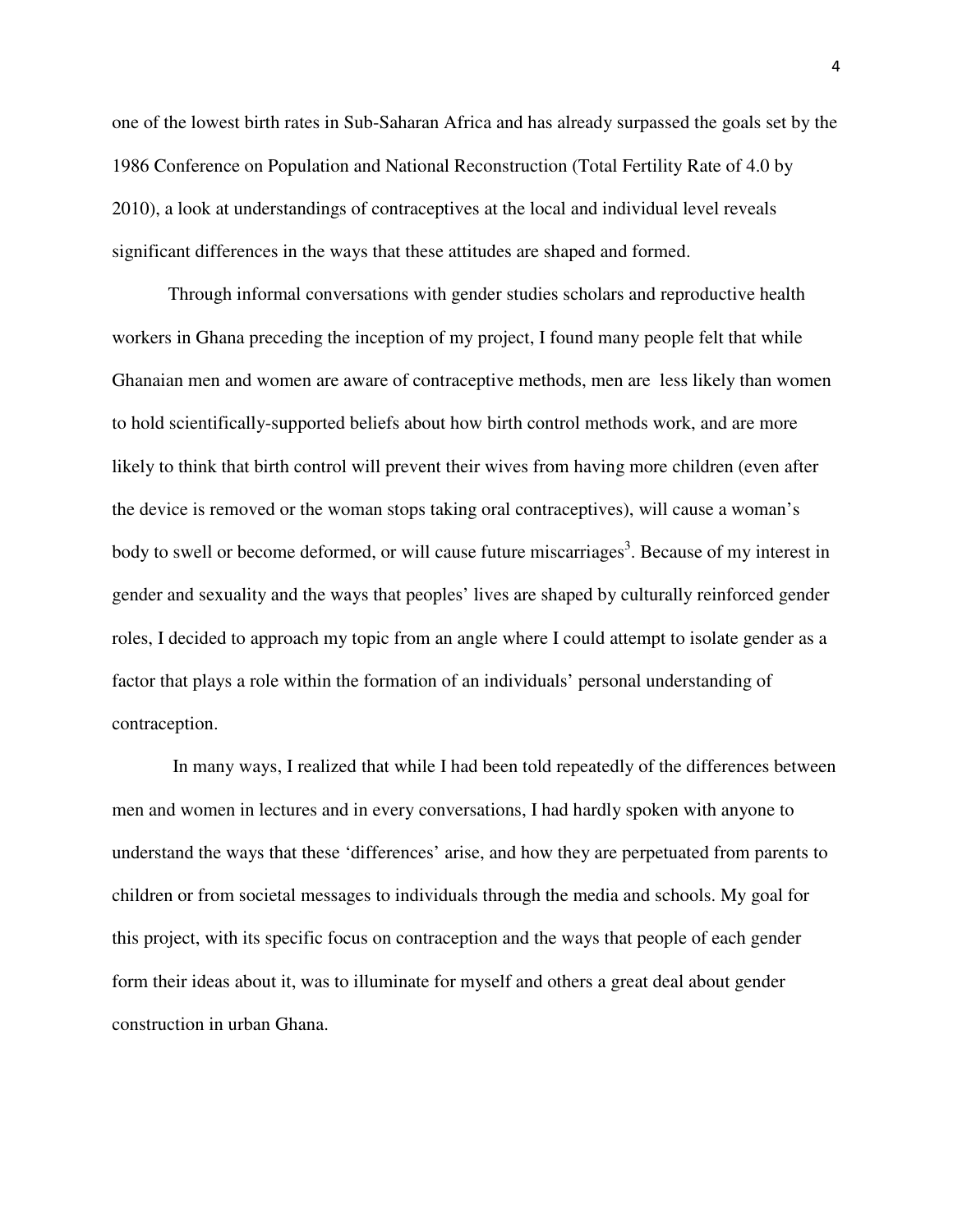one of the lowest birth rates in Sub-Saharan Africa and has already surpassed the goals set by the 1986 Conference on Population and National Reconstruction (Total Fertility Rate of 4.0 by 2010), a look at understandings of contraceptives at the local and individual level reveals significant differences in the ways that these attitudes are shaped and formed.

Through informal conversations with gender studies scholars and reproductive health workers in Ghana preceding the inception of my project, I found many people felt that while Ghanaian men and women are aware of contraceptive methods, men are less likely than women to hold scientifically-supported beliefs about how birth control methods work, and are more likely to think that birth control will prevent their wives from having more children (even after the device is removed or the woman stops taking oral contraceptives), will cause a woman's body to swell or become deformed, or will cause future miscarriages[3]. Because of my interest in gender and sexuality and the ways that peoples' lives are shaped by culturally reinforced gender roles, I decided to approach my topic from an angle where I could attempt to isolate gender as a factor that plays a role within the formation of an individuals' personal understanding of contraception.

In many ways, I realized that while I had been told repeatedly of the differences between men and women in lectures and in every conversations, I had hardly spoken with anyone to understand the ways that these 'differences' arise, and how they are perpetuated from parents to children or from societal messages to individuals through the media and schools. My goal for this project, with its specific focus on contraception and the ways that people of each gender form their ideas about it, was to illuminate for myself and others a great deal about gender construction in urban Ghana.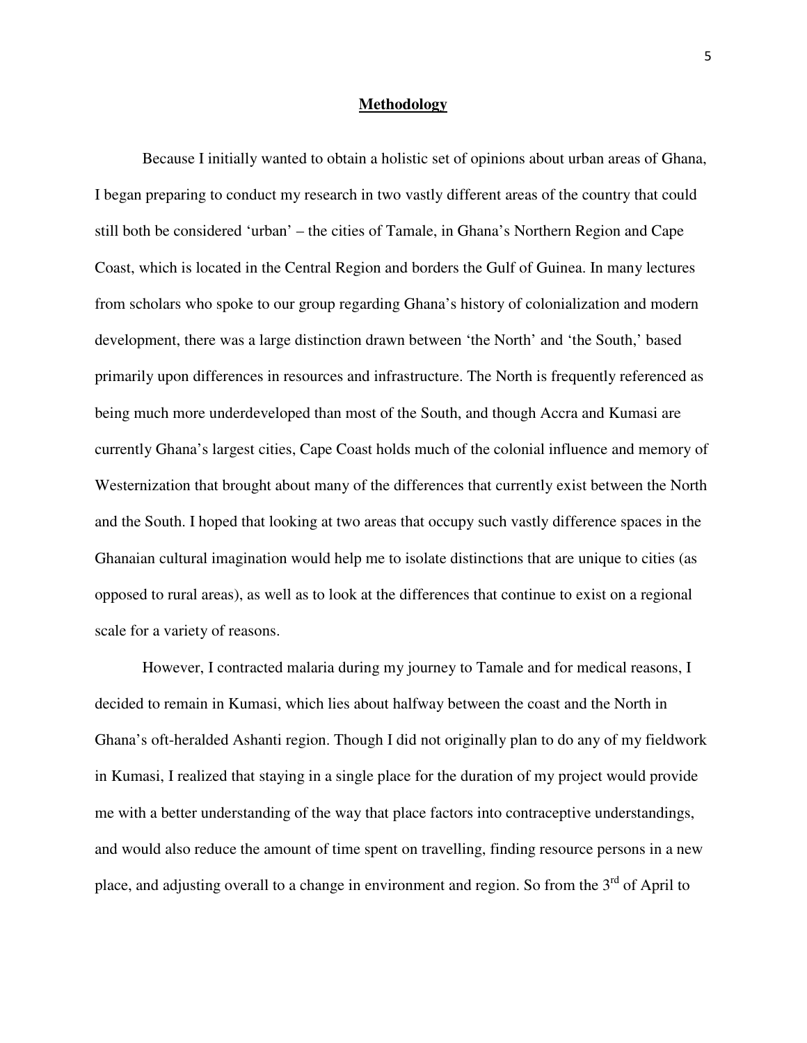## Methodology

Because I initially wanted to obtain a holistic set of opinions about urban areas of Ghana, I began preparing to conduct my research in two vastly different areas of the country that could still both be considered 'urban' – the cities of Tamale, in Ghana's Northern Region and Cape Coast, which is located in the Central Region and borders the Gulf of Guinea. In many lectures from scholars who spoke to our group regarding Ghana's history of colonialization and modern development, there was a large distinction drawn between 'the North' and 'the South,' based primarily upon differences in resources and infrastructure. The North is frequently referenced as being much more underdeveloped than most of the South, and though Accra and Kumasi are currently Ghana's largest cities, Cape Coast holds much of the colonial influence and memory of Westernization that brought about many of the differences that currently exist between the North and the South. I hoped that looking at two areas that occupy such vastly difference spaces in the Ghanaian cultural imagination would help me to isolate distinctions that are unique to cities (as opposed to rural areas), as well as to look at the differences that continue to exist on a regional scale for a variety of reasons.

However, I contracted malaria during my journey to Tamale and for medical reasons, I decided to remain in Kumasi, which lies about halfway between the coast and the North in Ghana's oft-heralded Ashanti region. Though I did not originally plan to do any of my fieldwork in Kumasi, I realized that staying in a single place for the duration of my project would provide me with a better understanding of the way that place factors into contraceptive understandings, and would also reduce the amount of time spent on travelling, finding resource persons in a new place, and adjusting overall to a change in environment and region. So from the 3rd of April to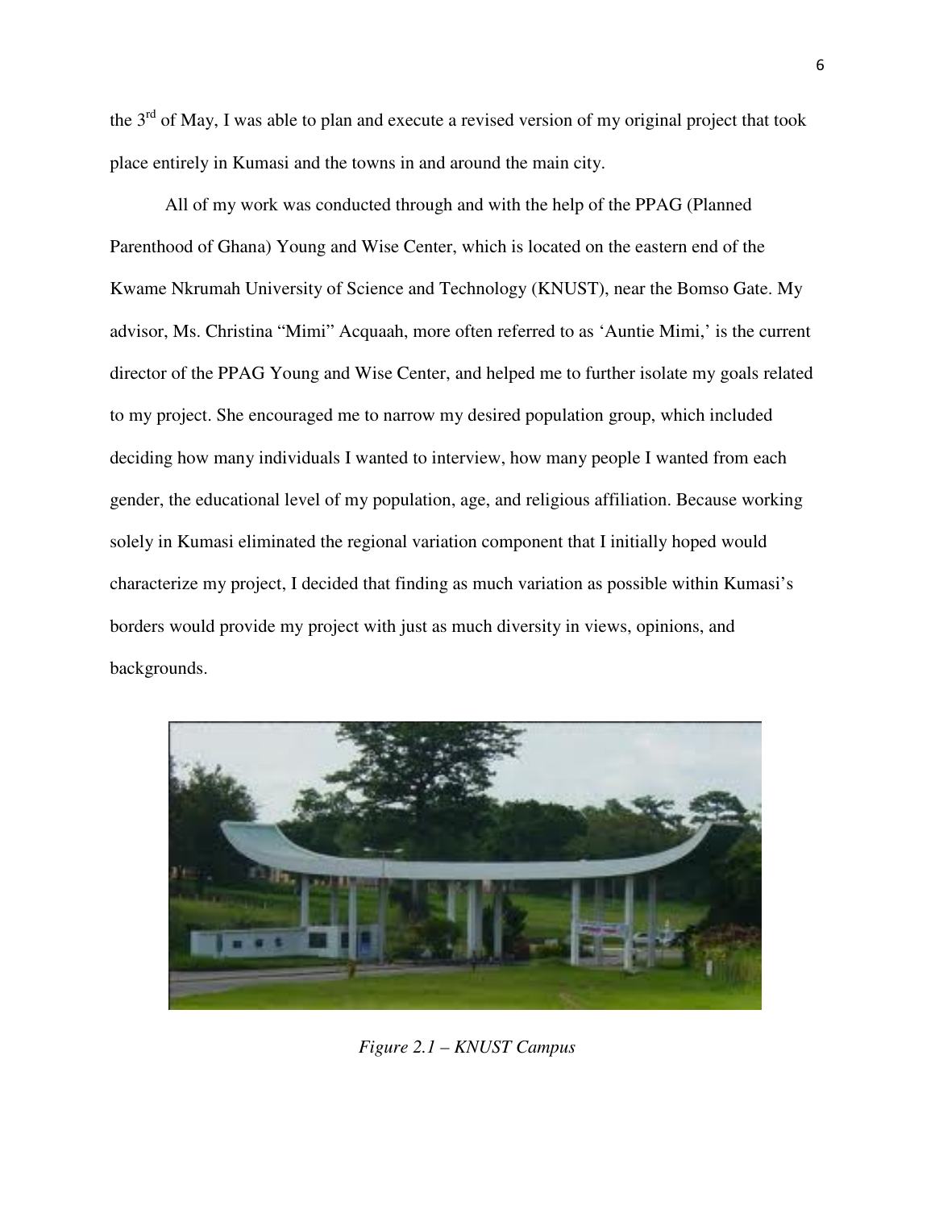the 3rd of May, I was able to plan and execute a revised version of my original project that took place entirely in Kumasi and the towns in and around the main city.

All of my work was conducted through and with the help of the PPAG (Planned Parenthood of Ghana) Young and Wise Center, which is located on the eastern end of the Kwame Nkrumah University of Science and Technology (KNUST), near the Bomso Gate. My advisor, Ms. Christina "Mimi" Acquaah, more often referred to as 'Auntie Mimi,' is the current director of the PPAG Young and Wise Center, and helped me to further isolate my goals related to my project. She encouraged me to narrow my desired population group, which included deciding how many individuals I wanted to interview, how many people I wanted from each gender, the educational level of my population, age, and religious affiliation. Because working solely in Kumasi eliminated the regional variation component that I initially hoped would characterize my project, I decided that finding as much variation as possible within Kumasi's borders would provide my project with just as much diversity in views, opinions, and backgrounds.

*Figure 2.1 – KNUST Campus*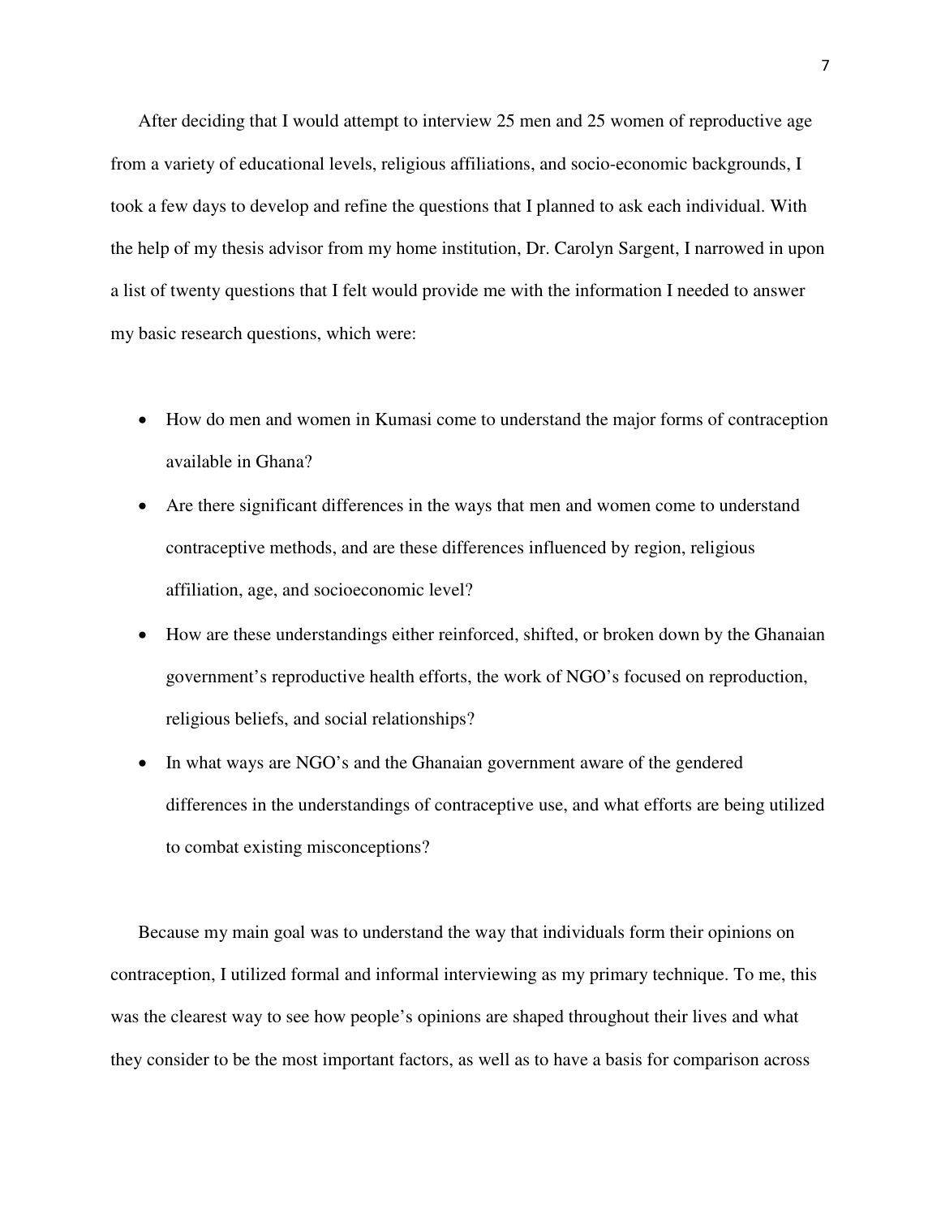After deciding that I would attempt to interview 25 men and 25 women of reproductive age from a variety of educational levels, religious affiliations, and socio-economic backgrounds, I took a few days to develop and refine the questions that I planned to ask each individual. With the help of my thesis advisor from my home institution, Dr. Carolyn Sargent, I narrowed in upon a list of twenty questions that I felt would provide me with the information I needed to answer my basic research questions, which were:

- How do men and women in Kumasi come to understand the major forms of contraception available in Ghana?
- Are there significant differences in the ways that men and women come to understand contraceptive methods, and are these differences influenced by region, religious affiliation, age, and socioeconomic level?
- How are these understandings either reinforced, shifted, or broken down by the Ghanaian government's reproductive health efforts, the work of NGO's focused on reproduction, religious beliefs, and social relationships?
- In what ways are NGO's and the Ghanaian government aware of the gendered differences in the understandings of contraceptive use, and what efforts are being utilized to combat existing misconceptions?

Because my main goal was to understand the way that individuals form their opinions on contraception, I utilized formal and informal interviewing as my primary technique. To me, this was the clearest way to see how people's opinions are shaped throughout their lives and what they consider to be the most important factors, as well as to have a basis for comparison across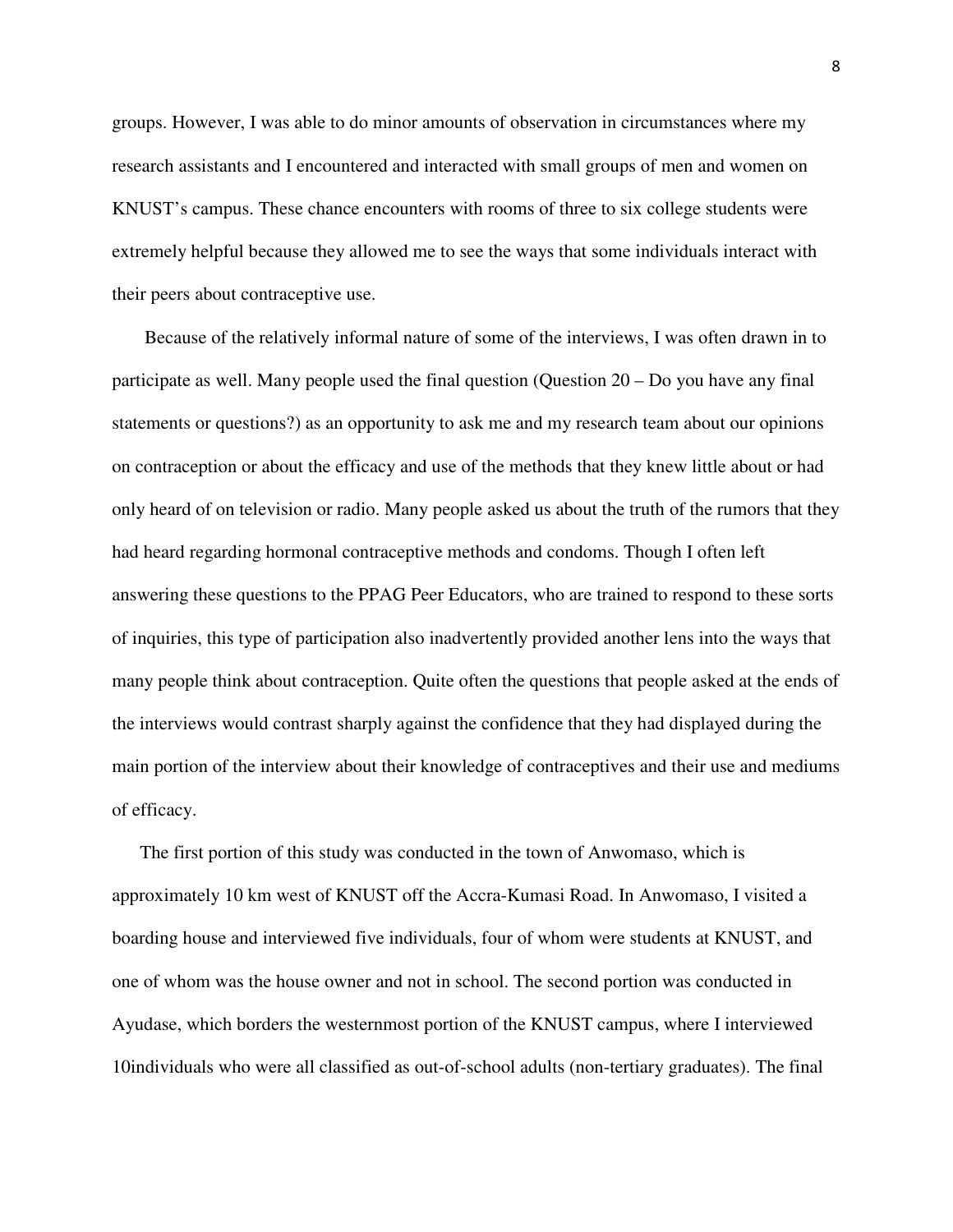groups. However, I was able to do minor amounts of observation in circumstances where my research assistants and I encountered and interacted with small groups of men and women on KNUST's campus. These chance encounters with rooms of three to six college students were extremely helpful because they allowed me to see the ways that some individuals interact with their peers about contraceptive use.

Because of the relatively informal nature of some of the interviews, I was often drawn in to participate as well. Many people used the final question (Question 20 – Do you have any final statements or questions?) as an opportunity to ask me and my research team about our opinions on contraception or about the efficacy and use of the methods that they knew little about or had only heard of on television or radio. Many people asked us about the truth of the rumors that they had heard regarding hormonal contraceptive methods and condoms. Though I often left answering these questions to the PPAG Peer Educators, who are trained to respond to these sorts of inquiries, this type of participation also inadvertently provided another lens into the ways that many people think about contraception. Quite often the questions that people asked at the ends of the interviews would contrast sharply against the confidence that they had displayed during the main portion of the interview about their knowledge of contraceptives and their use and mediums of efficacy.

The first portion of this study was conducted in the town of Anwomaso, which is approximately 10 km west of KNUST off the Accra-Kumasi Road. In Anwomaso, I visited a boarding house and interviewed five individuals, four of whom were students at KNUST, and one of whom was the house owner and not in school. The second portion was conducted in Ayudase, which borders the westernmost portion of the KNUST campus, where I interviewed 10individuals who were all classified as out-of-school adults (non-tertiary graduates). The final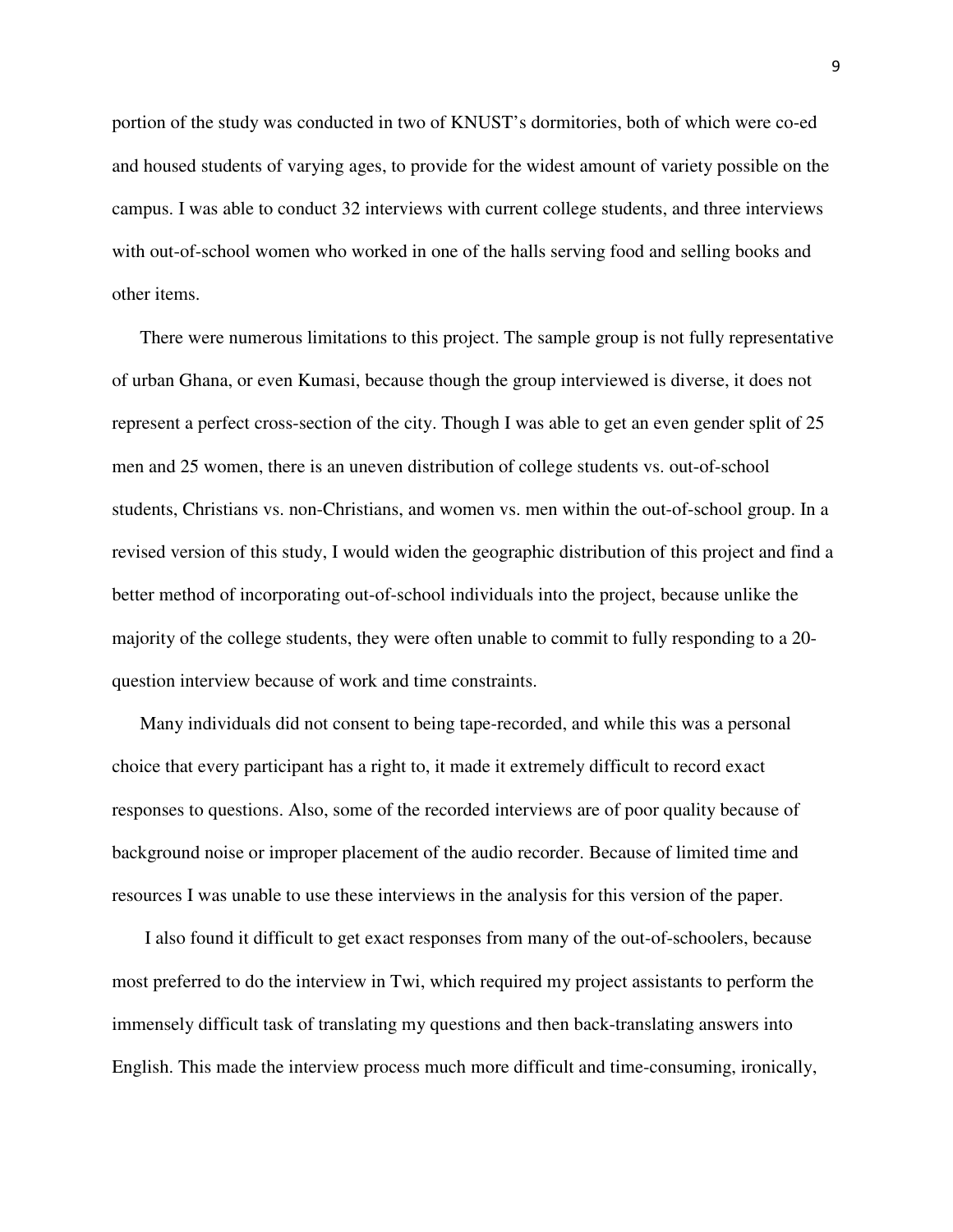portion of the study was conducted in two of KNUST's dormitories, both of which were co-ed and housed students of varying ages, to provide for the widest amount of variety possible on the campus. I was able to conduct 32 interviews with current college students, and three interviews with out-of-school women who worked in one of the halls serving food and selling books and other items.

There were numerous limitations to this project. The sample group is not fully representative of urban Ghana, or even Kumasi, because though the group interviewed is diverse, it does not represent a perfect cross-section of the city. Though I was able to get an even gender split of 25 men and 25 women, there is an uneven distribution of college students vs. out-of-school students, Christians vs. non-Christians, and women vs. men within the out-of-school group. In a revised version of this study, I would widen the geographic distribution of this project and find a better method of incorporating out-of-school individuals into the project, because unlike the majority of the college students, they were often unable to commit to fully responding to a 20-question interview because of work and time constraints.

Many individuals did not consent to being tape-recorded, and while this was a personal choice that every participant has a right to, it made it extremely difficult to record exact responses to questions. Also, some of the recorded interviews are of poor quality because of background noise or improper placement of the audio recorder. Because of limited time and resources I was unable to use these interviews in the analysis for this version of the paper.

I also found it difficult to get exact responses from many of the out-of-schoolers, because most preferred to do the interview in Twi, which required my project assistants to perform the immensely difficult task of translating my questions and then back-translating answers into English. This made the interview process much more difficult and time-consuming, ironically,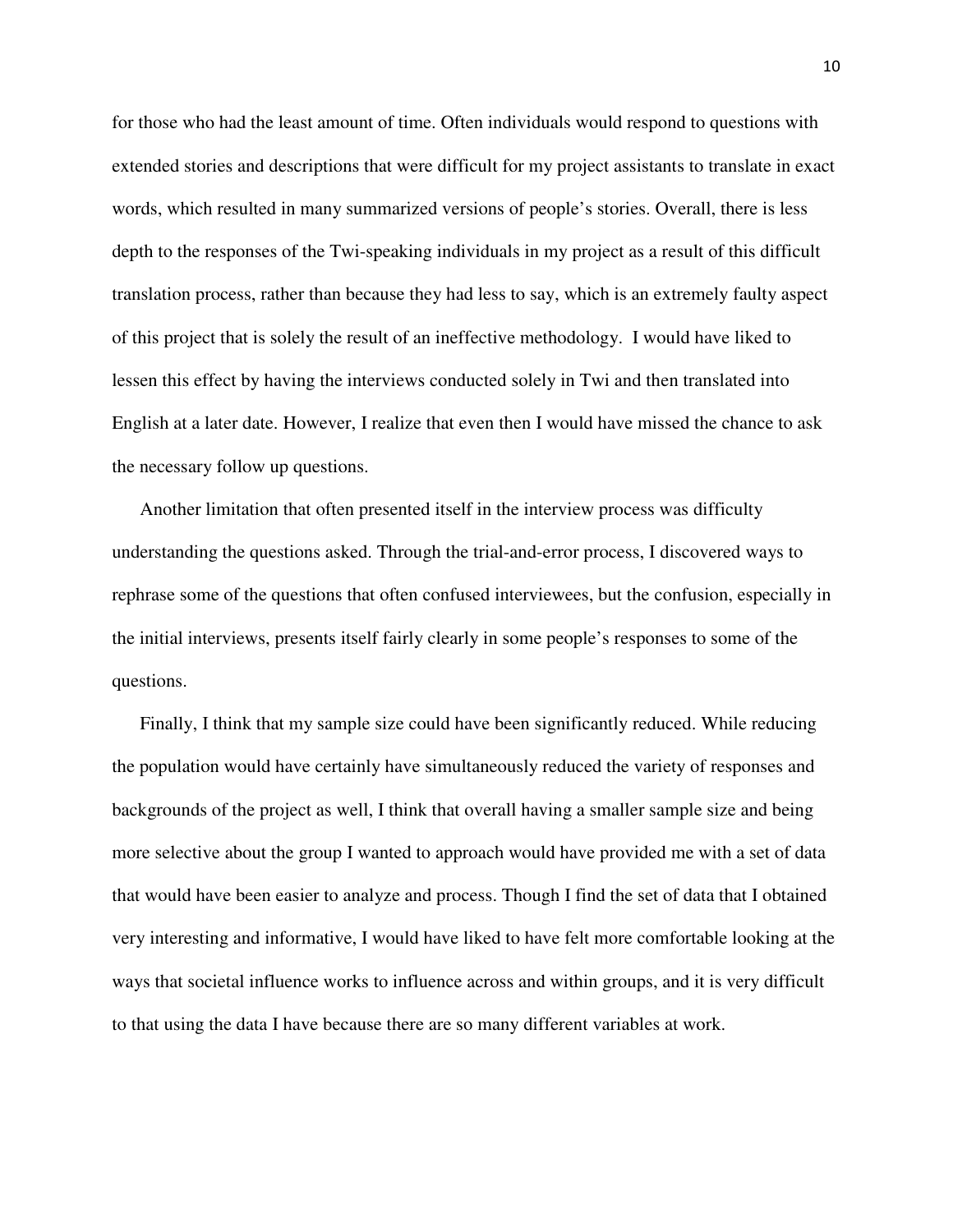for those who had the least amount of time. Often individuals would respond to questions with extended stories and descriptions that were difficult for my project assistants to translate in exact words, which resulted in many summarized versions of people's stories. Overall, there is less depth to the responses of the Twi-speaking individuals in my project as a result of this difficult translation process, rather than because they had less to say, which is an extremely faulty aspect of this project that is solely the result of an ineffective methodology. I would have liked to lessen this effect by having the interviews conducted solely in Twi and then translated into English at a later date. However, I realize that even then I would have missed the chance to ask the necessary follow up questions.

Another limitation that often presented itself in the interview process was difficulty understanding the questions asked. Through the trial-and-error process, I discovered ways to rephrase some of the questions that often confused interviewees, but the confusion, especially in the initial interviews, presents itself fairly clearly in some people's responses to some of the questions.

Finally, I think that my sample size could have been significantly reduced. While reducing the population would have certainly have simultaneously reduced the variety of responses and backgrounds of the project as well, I think that overall having a smaller sample size and being more selective about the group I wanted to approach would have provided me with a set of data that would have been easier to analyze and process. Though I find the set of data that I obtained very interesting and informative, I would have liked to have felt more comfortable looking at the ways that societal influence works to influence across and within groups, and it is very difficult to that using the data I have because there are so many different variables at work.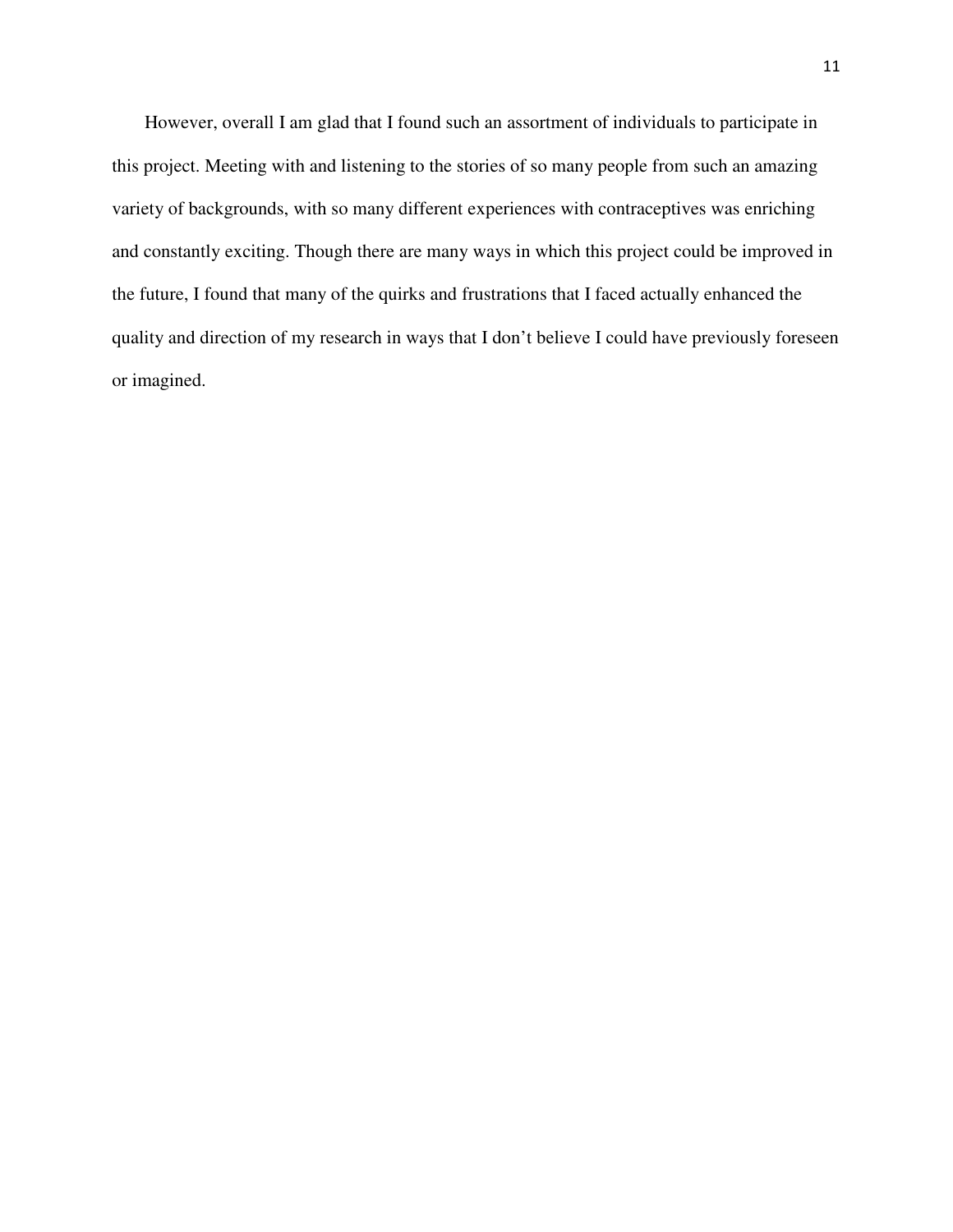However, overall I am glad that I found such an assortment of individuals to participate in this project. Meeting with and listening to the stories of so many people from such an amazing variety of backgrounds, with so many different experiences with contraceptives was enriching and constantly exciting. Though there are many ways in which this project could be improved in the future, I found that many of the quirks and frustrations that I faced actually enhanced the quality and direction of my research in ways that I don't believe I could have previously foreseen or imagined.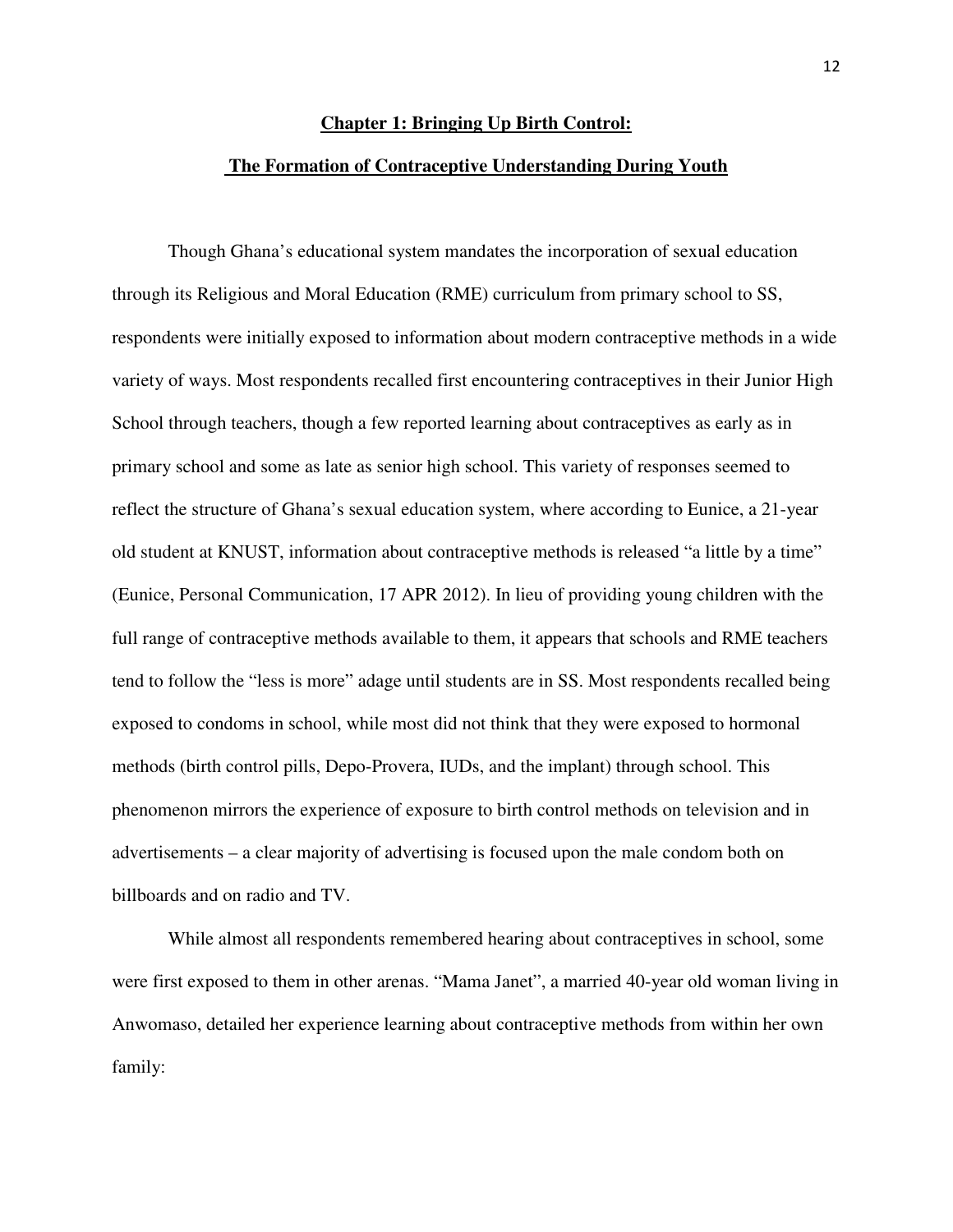# Chapter 1: Bringing Up Birth Control:

## The Formation of Contraceptive Understanding During Youth

Though Ghana's educational system mandates the incorporation of sexual education through its Religious and Moral Education (RME) curriculum from primary school to SS, respondents were initially exposed to information about modern contraceptive methods in a wide variety of ways. Most respondents recalled first encountering contraceptives in their Junior High School through teachers, though a few reported learning about contraceptives as early as in primary school and some as late as senior high school. This variety of responses seemed to reflect the structure of Ghana's sexual education system, where according to Eunice, a 21-year old student at KNUST, information about contraceptive methods is released "a little by a time" (Eunice, Personal Communication, 17 APR 2012). In lieu of providing young children with the full range of contraceptive methods available to them, it appears that schools and RME teachers tend to follow the "less is more" adage until students are in SS. Most respondents recalled being exposed to condoms in school, while most did not think that they were exposed to hormonal methods (birth control pills, Depo-Provera, IUDs, and the implant) through school. This phenomenon mirrors the experience of exposure to birth control methods on television and in advertisements – a clear majority of advertising is focused upon the male condom both on billboards and on radio and TV.

While almost all respondents remembered hearing about contraceptives in school, some were first exposed to them in other arenas. "Mama Janet", a married 40-year old woman living in Anwomaso, detailed her experience learning about contraceptive methods from within her own family: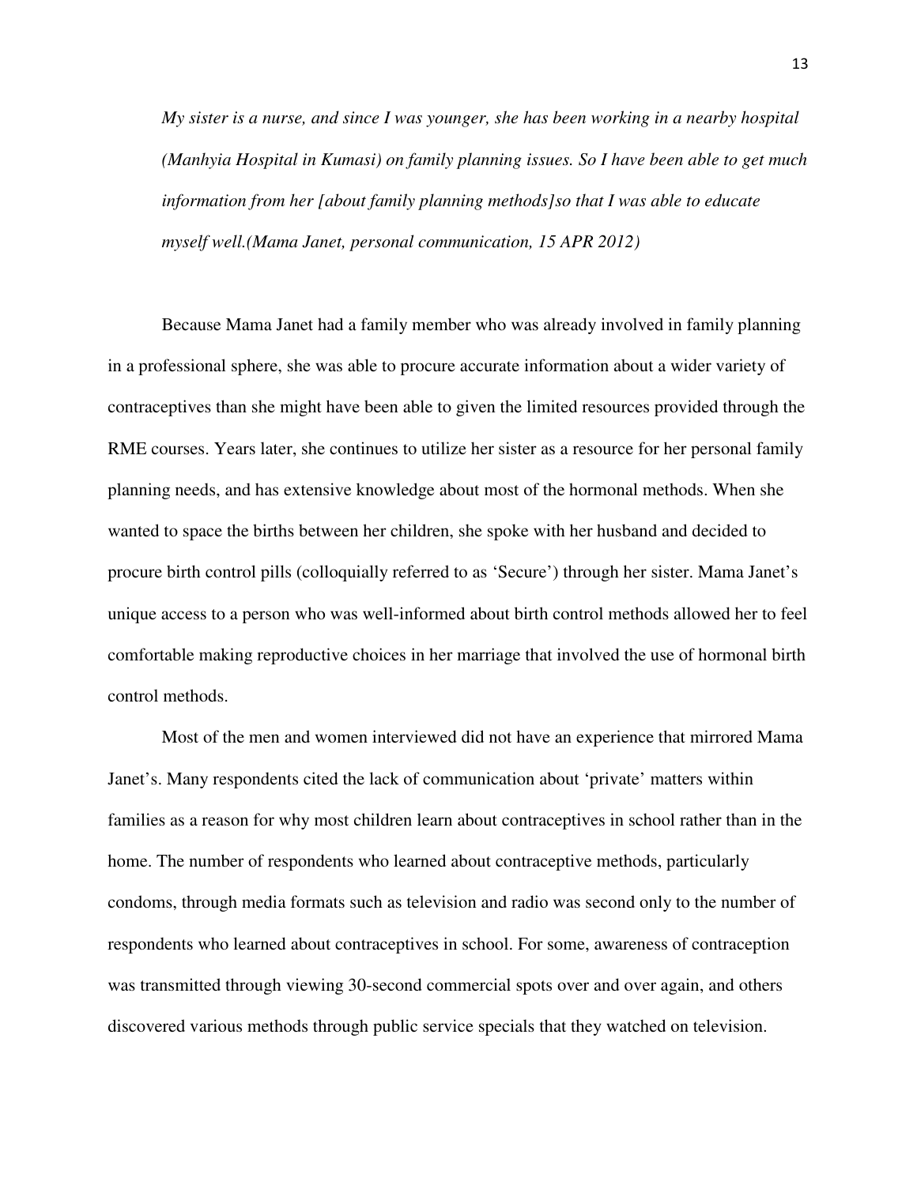*My sister is a nurse, and since I was younger, she has been working in a nearby hospital (Manhyia Hospital in Kumasi) on family planning issues. So I have been able to get much information from her [about family planning methods]so that I was able to educate myself well.(Mama Janet, personal communication, 15 APR 2012)*

Because Mama Janet had a family member who was already involved in family planning in a professional sphere, she was able to procure accurate information about a wider variety of contraceptives than she might have been able to given the limited resources provided through the RME courses. Years later, she continues to utilize her sister as a resource for her personal family planning needs, and has extensive knowledge about most of the hormonal methods. When she wanted to space the births between her children, she spoke with her husband and decided to procure birth control pills (colloquially referred to as 'Secure') through her sister. Mama Janet's unique access to a person who was well-informed about birth control methods allowed her to feel comfortable making reproductive choices in her marriage that involved the use of hormonal birth control methods.

Most of the men and women interviewed did not have an experience that mirrored Mama Janet's. Many respondents cited the lack of communication about 'private' matters within families as a reason for why most children learn about contraceptives in school rather than in the home. The number of respondents who learned about contraceptive methods, particularly condoms, through media formats such as television and radio was second only to the number of respondents who learned about contraceptives in school. For some, awareness of contraception was transmitted through viewing 30-second commercial spots over and over again, and others discovered various methods through public service specials that they watched on television.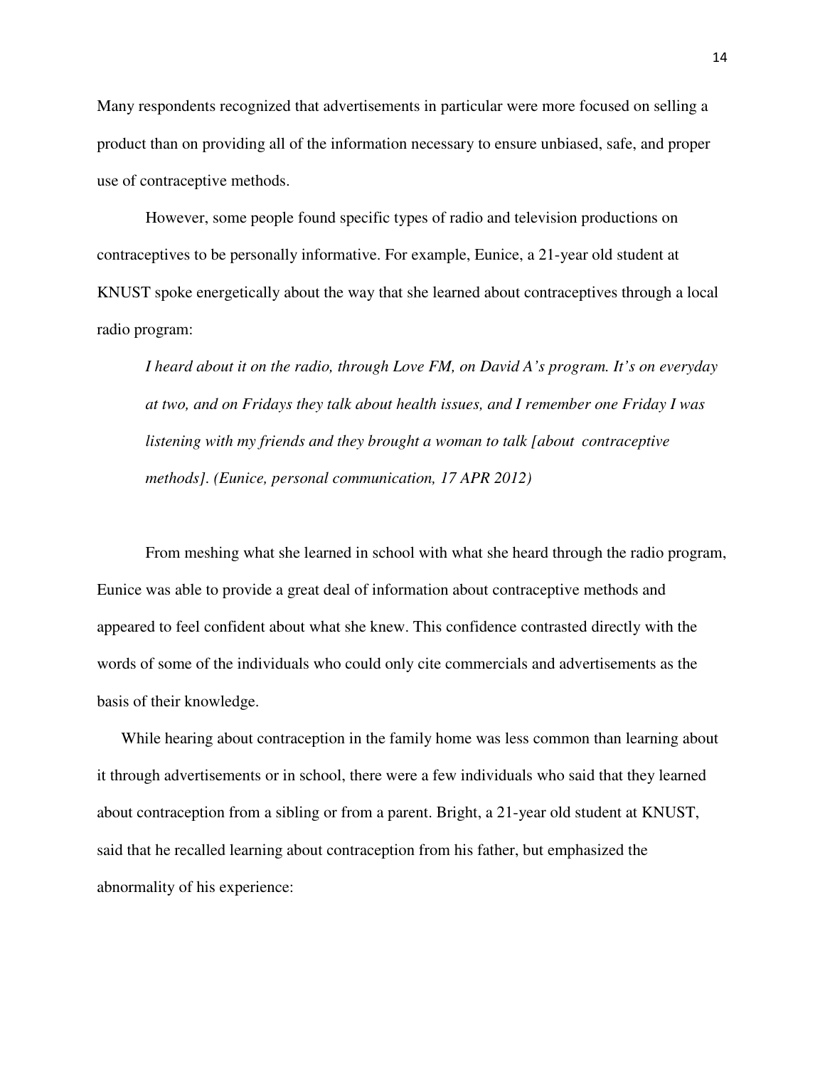Many respondents recognized that advertisements in particular were more focused on selling a product than on providing all of the information necessary to ensure unbiased, safe, and proper use of contraceptive methods.

However, some people found specific types of radio and television productions on contraceptives to be personally informative. For example, Eunice, a 21-year old student at KNUST spoke energetically about the way that she learned about contraceptives through a local radio program:

> *I heard about it on the radio, through Love FM, on David A's program. It's on everyday at two, and on Fridays they talk about health issues, and I remember one Friday I was listening with my friends and they brought a woman to talk [about contraceptive methods]. (Eunice, personal communication, 17 APR 2012)*

From meshing what she learned in school with what she heard through the radio program, Eunice was able to provide a great deal of information about contraceptive methods and appeared to feel confident about what she knew. This confidence contrasted directly with the words of some of the individuals who could only cite commercials and advertisements as the basis of their knowledge.

While hearing about contraception in the family home was less common than learning about it through advertisements or in school, there were a few individuals who said that they learned about contraception from a sibling or from a parent. Bright, a 21-year old student at KNUST, said that he recalled learning about contraception from his father, but emphasized the abnormality of his experience: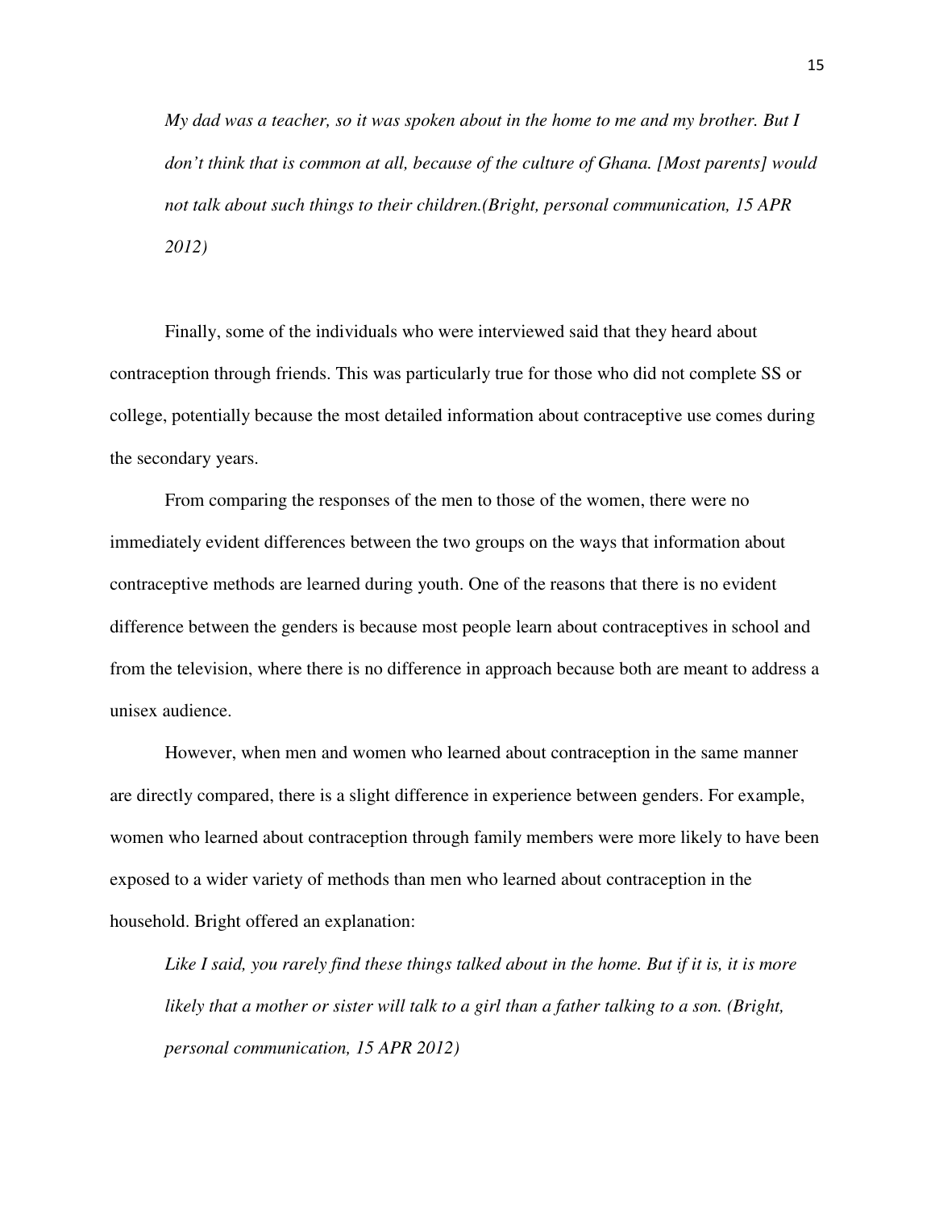*My dad was a teacher, so it was spoken about in the home to me and my brother. But I don't think that is common at all, because of the culture of Ghana. [Most parents] would not talk about such things to their children.(Bright, personal communication, 15 APR 2012)*

Finally, some of the individuals who were interviewed said that they heard about contraception through friends. This was particularly true for those who did not complete SS or college, potentially because the most detailed information about contraceptive use comes during the secondary years.

From comparing the responses of the men to those of the women, there were no immediately evident differences between the two groups on the ways that information about contraceptive methods are learned during youth. One of the reasons that there is no evident difference between the genders is because most people learn about contraceptives in school and from the television, where there is no difference in approach because both are meant to address a unisex audience.

However, when men and women who learned about contraception in the same manner are directly compared, there is a slight difference in experience between genders. For example, women who learned about contraception through family members were more likely to have been exposed to a wider variety of methods than men who learned about contraception in the household. Bright offered an explanation:

*Like I said, you rarely find these things talked about in the home. But if it is, it is more likely that a mother or sister will talk to a girl than a father talking to a son. (Bright, personal communication, 15 APR 2012)*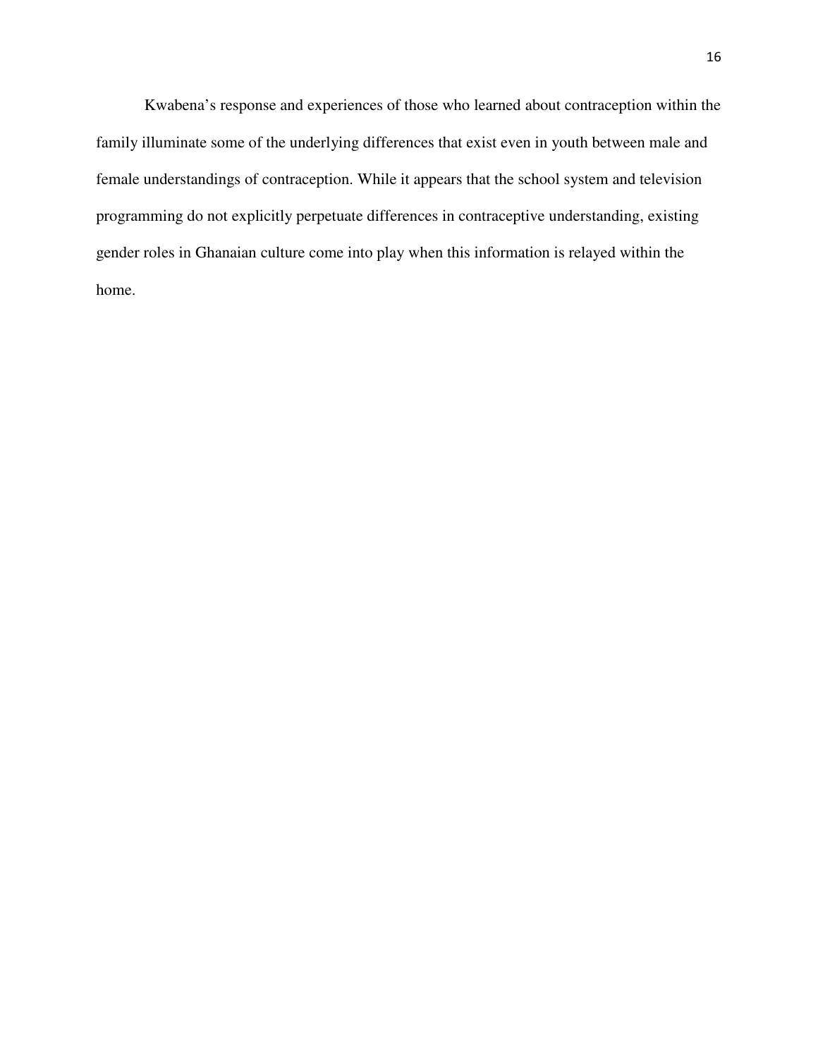Kwabena's response and experiences of those who learned about contraception within the family illuminate some of the underlying differences that exist even in youth between male and female understandings of contraception. While it appears that the school system and television programming do not explicitly perpetuate differences in contraceptive understanding, existing gender roles in Ghanaian culture come into play when this information is relayed within the home.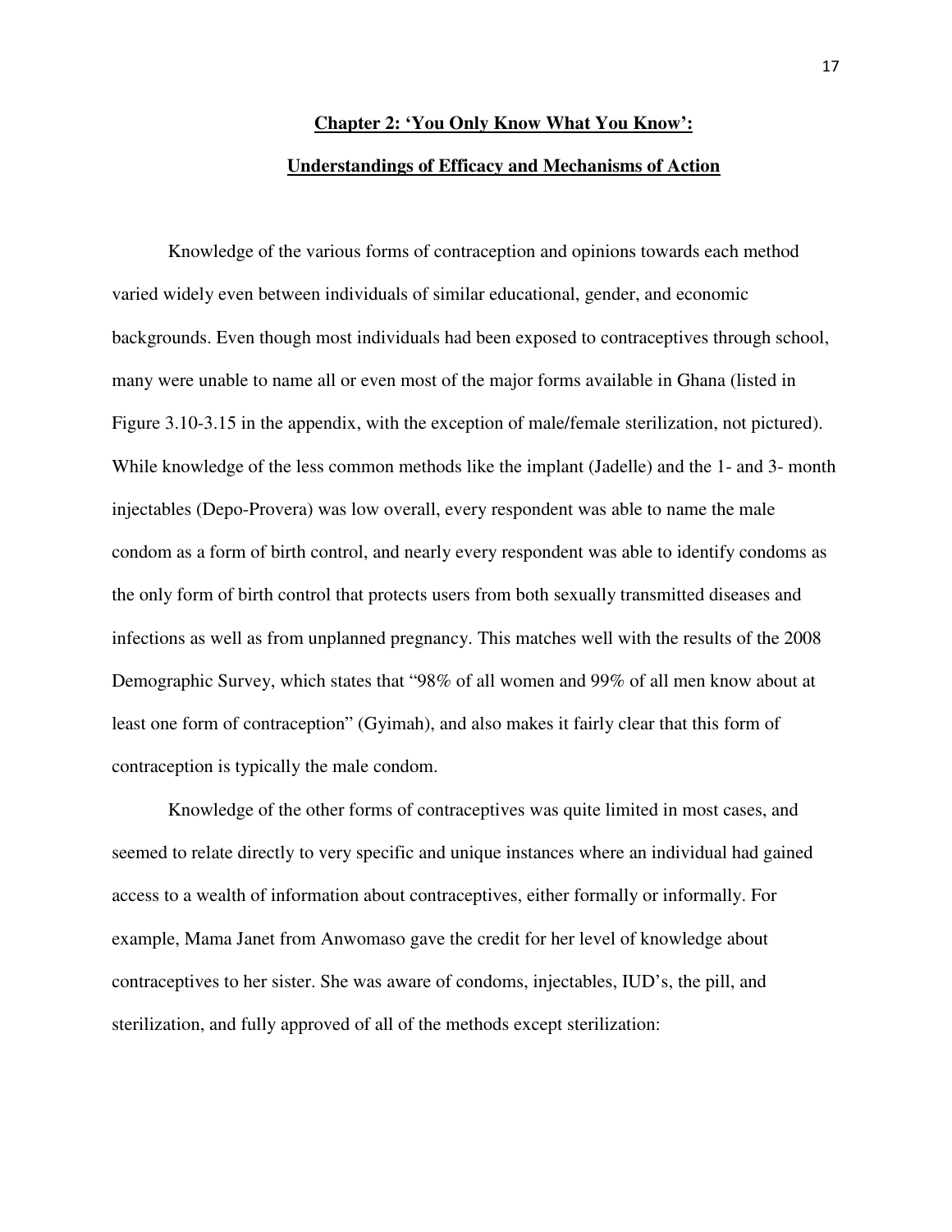## Chapter 2: 'You Only Know What You Know': Understandings of Efficacy and Mechanisms of Action

Knowledge of the various forms of contraception and opinions towards each method varied widely even between individuals of similar educational, gender, and economic backgrounds. Even though most individuals had been exposed to contraceptives through school, many were unable to name all or even most of the major forms available in Ghana (listed in Figure 3.10-3.15 in the appendix, with the exception of male/female sterilization, not pictured). While knowledge of the less common methods like the implant (Jadelle) and the 1- and 3- month injectables (Depo-Provera) was low overall, every respondent was able to name the male condom as a form of birth control, and nearly every respondent was able to identify condoms as the only form of birth control that protects users from both sexually transmitted diseases and infections as well as from unplanned pregnancy. This matches well with the results of the 2008 Demographic Survey, which states that "98% of all women and 99% of all men know about at least one form of contraception" (Gyimah), and also makes it fairly clear that this form of contraception is typically the male condom.

Knowledge of the other forms of contraceptives was quite limited in most cases, and seemed to relate directly to very specific and unique instances where an individual had gained access to a wealth of information about contraceptives, either formally or informally. For example, Mama Janet from Anwomaso gave the credit for her level of knowledge about contraceptives to her sister. She was aware of condoms, injectables, IUD's, the pill, and sterilization, and fully approved of all of the methods except sterilization: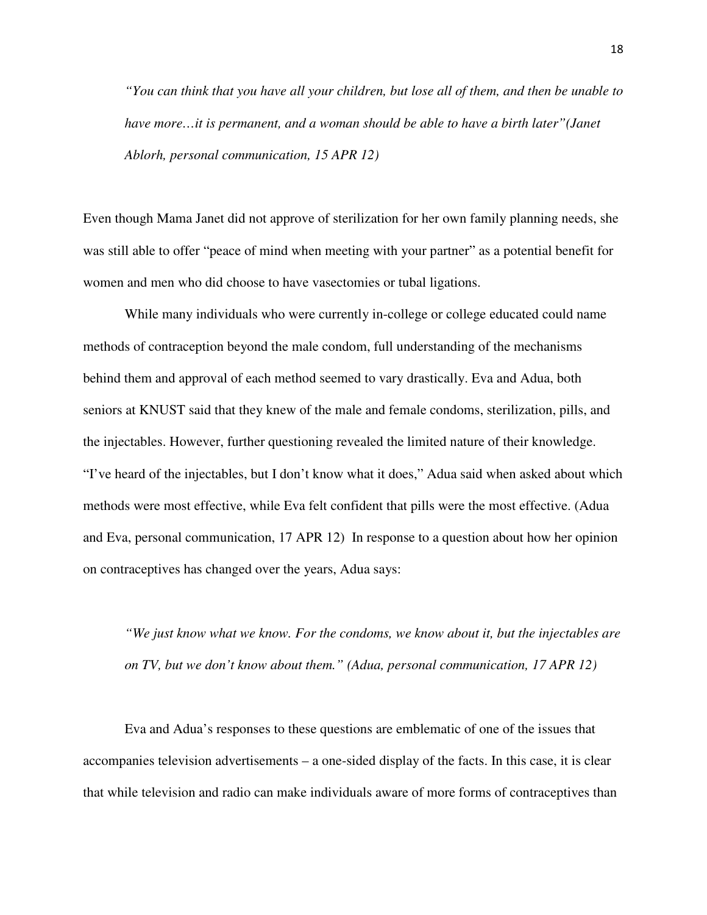*"You can think that you have all your children, but lose all of them, and then be unable to have more…it is permanent, and a woman should be able to have a birth later"(Janet Ablorh, personal communication, 15 APR 12)*

Even though Mama Janet did not approve of sterilization for her own family planning needs, she was still able to offer "peace of mind when meeting with your partner" as a potential benefit for women and men who did choose to have vasectomies or tubal ligations.

While many individuals who were currently in-college or college educated could name methods of contraception beyond the male condom, full understanding of the mechanisms behind them and approval of each method seemed to vary drastically. Eva and Adua, both seniors at KNUST said that they knew of the male and female condoms, sterilization, pills, and the injectables. However, further questioning revealed the limited nature of their knowledge. "I've heard of the injectables, but I don't know what it does," Adua said when asked about which methods were most effective, while Eva felt confident that pills were the most effective. (Adua and Eva, personal communication, 17 APR 12) In response to a question about how her opinion on contraceptives has changed over the years, Adua says:

*"We just know what we know. For the condoms, we know about it, but the injectables are on TV, but we don't know about them." (Adua, personal communication, 17 APR 12)*

Eva and Adua's responses to these questions are emblematic of one of the issues that accompanies television advertisements – a one-sided display of the facts. In this case, it is clear that while television and radio can make individuals aware of more forms of contraceptives than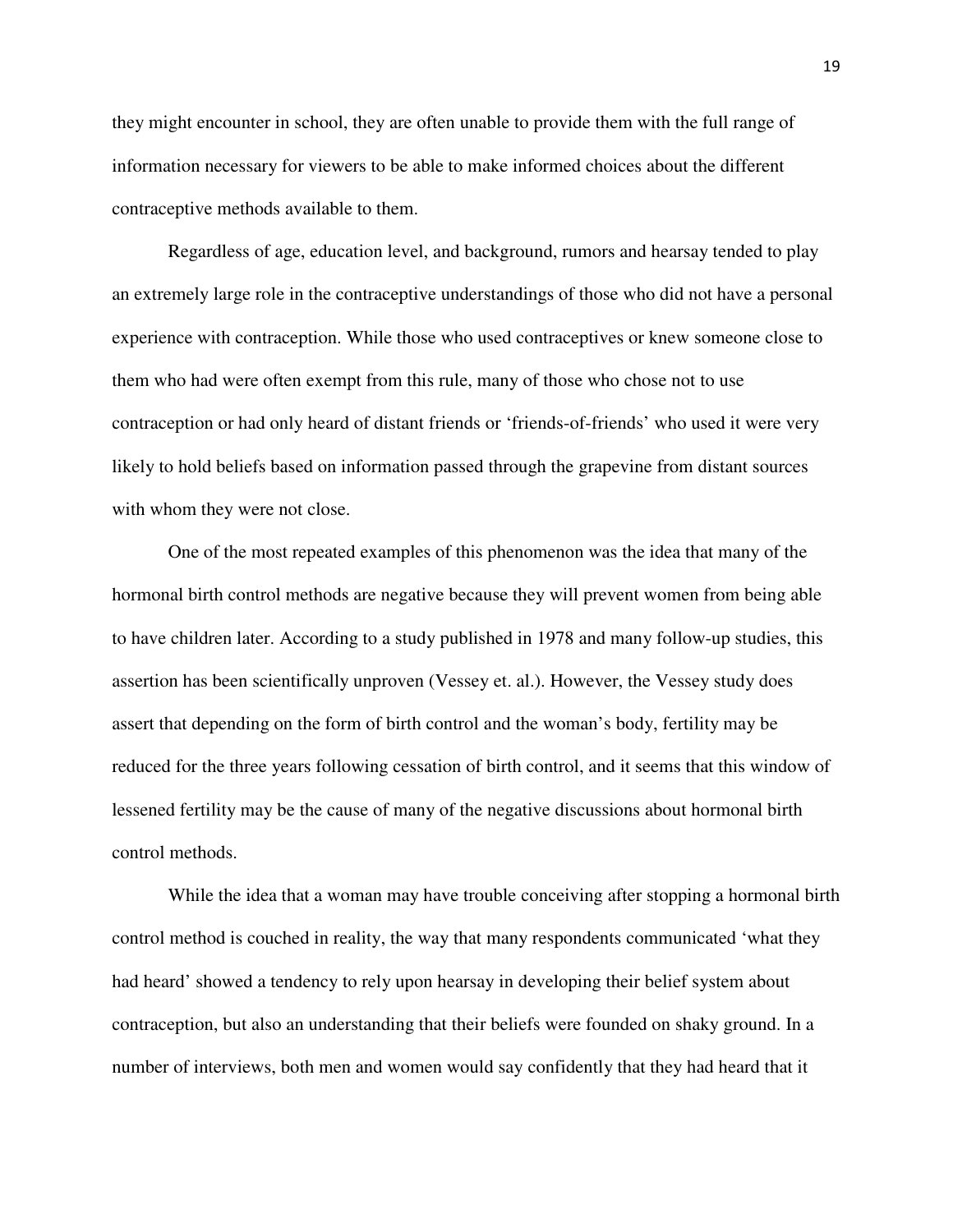they might encounter in school, they are often unable to provide them with the full range of information necessary for viewers to be able to make informed choices about the different contraceptive methods available to them.

Regardless of age, education level, and background, rumors and hearsay tended to play an extremely large role in the contraceptive understandings of those who did not have a personal experience with contraception. While those who used contraceptives or knew someone close to them who had were often exempt from this rule, many of those who chose not to use contraception or had only heard of distant friends or 'friends-of-friends' who used it were very likely to hold beliefs based on information passed through the grapevine from distant sources with whom they were not close.

One of the most repeated examples of this phenomenon was the idea that many of the hormonal birth control methods are negative because they will prevent women from being able to have children later. According to a study published in 1978 and many follow-up studies, this assertion has been scientifically unproven (Vessey et. al.). However, the Vessey study does assert that depending on the form of birth control and the woman's body, fertility may be reduced for the three years following cessation of birth control, and it seems that this window of lessened fertility may be the cause of many of the negative discussions about hormonal birth control methods.

While the idea that a woman may have trouble conceiving after stopping a hormonal birth control method is couched in reality, the way that many respondents communicated 'what they had heard' showed a tendency to rely upon hearsay in developing their belief system about contraception, but also an understanding that their beliefs were founded on shaky ground. In a number of interviews, both men and women would say confidently that they had heard that it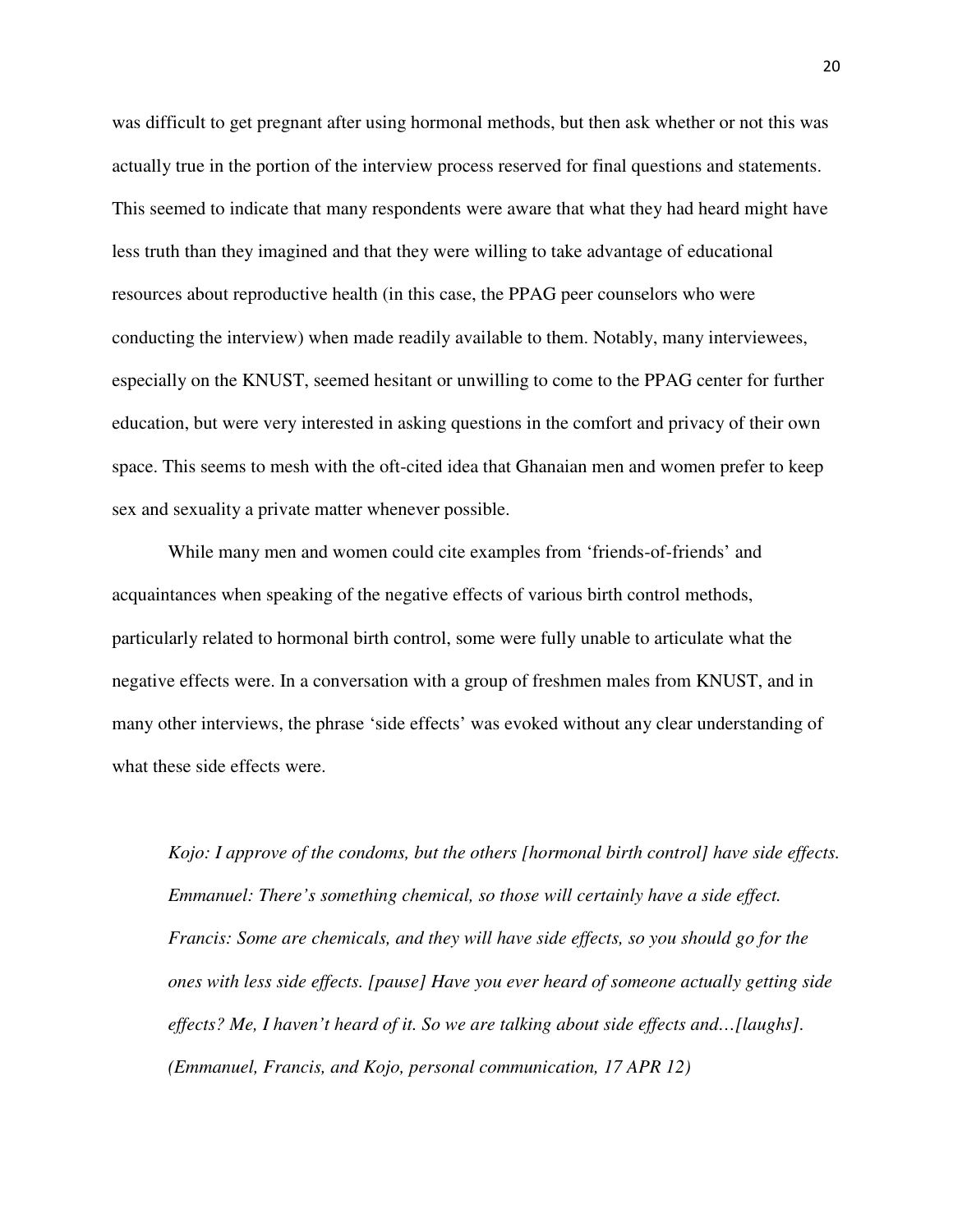was difficult to get pregnant after using hormonal methods, but then ask whether or not this was actually true in the portion of the interview process reserved for final questions and statements. This seemed to indicate that many respondents were aware that what they had heard might have less truth than they imagined and that they were willing to take advantage of educational resources about reproductive health (in this case, the PPAG peer counselors who were conducting the interview) when made readily available to them. Notably, many interviewees, especially on the KNUST, seemed hesitant or unwilling to come to the PPAG center for further education, but were very interested in asking questions in the comfort and privacy of their own space. This seems to mesh with the oft-cited idea that Ghanaian men and women prefer to keep sex and sexuality a private matter whenever possible.

While many men and women could cite examples from 'friends-of-friends' and acquaintances when speaking of the negative effects of various birth control methods, particularly related to hormonal birth control, some were fully unable to articulate what the negative effects were. In a conversation with a group of freshmen males from KNUST, and in many other interviews, the phrase 'side effects' was evoked without any clear understanding of what these side effects were.

> *Kojo: I approve of the condoms, but the others [hormonal birth control] have side effects.*
> *Emmanuel: There's something chemical, so those will certainly have a side effect.*
> *Francis: Some are chemicals, and they will have side effects, so you should go for the ones with less side effects. [pause] Have you ever heard of someone actually getting side effects? Me, I haven't heard of it. So we are talking about side effects and…[laughs].*
> *(Emmanuel, Francis, and Kojo, personal communication, 17 APR 12)*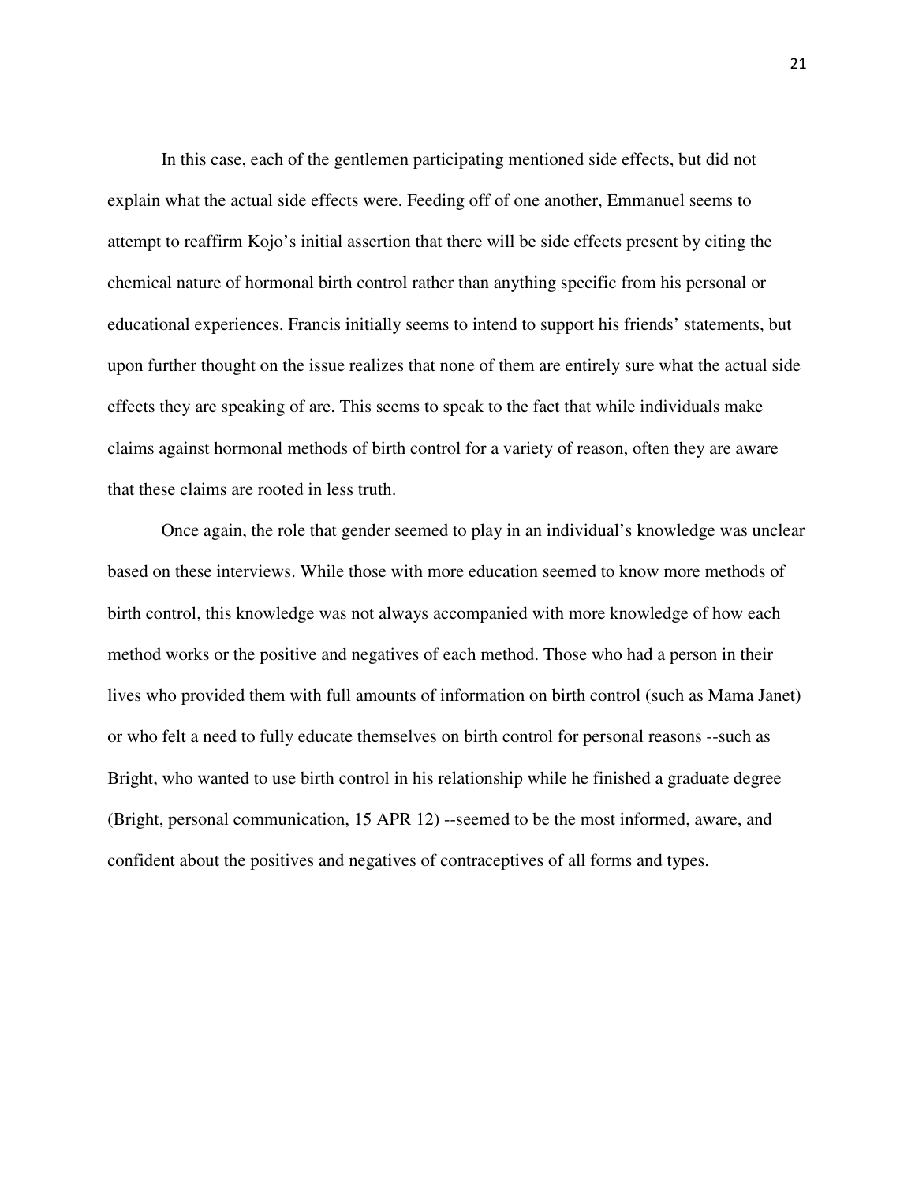In this case, each of the gentlemen participating mentioned side effects, but did not explain what the actual side effects were. Feeding off of one another, Emmanuel seems to attempt to reaffirm Kojo's initial assertion that there will be side effects present by citing the chemical nature of hormonal birth control rather than anything specific from his personal or educational experiences. Francis initially seems to intend to support his friends' statements, but upon further thought on the issue realizes that none of them are entirely sure what the actual side effects they are speaking of are. This seems to speak to the fact that while individuals make claims against hormonal methods of birth control for a variety of reason, often they are aware that these claims are rooted in less truth.

Once again, the role that gender seemed to play in an individual's knowledge was unclear based on these interviews. While those with more education seemed to know more methods of birth control, this knowledge was not always accompanied with more knowledge of how each method works or the positive and negatives of each method. Those who had a person in their lives who provided them with full amounts of information on birth control (such as Mama Janet) or who felt a need to fully educate themselves on birth control for personal reasons --such as Bright, who wanted to use birth control in his relationship while he finished a graduate degree (Bright, personal communication, 15 APR 12) --seemed to be the most informed, aware, and confident about the positives and negatives of contraceptives of all forms and types.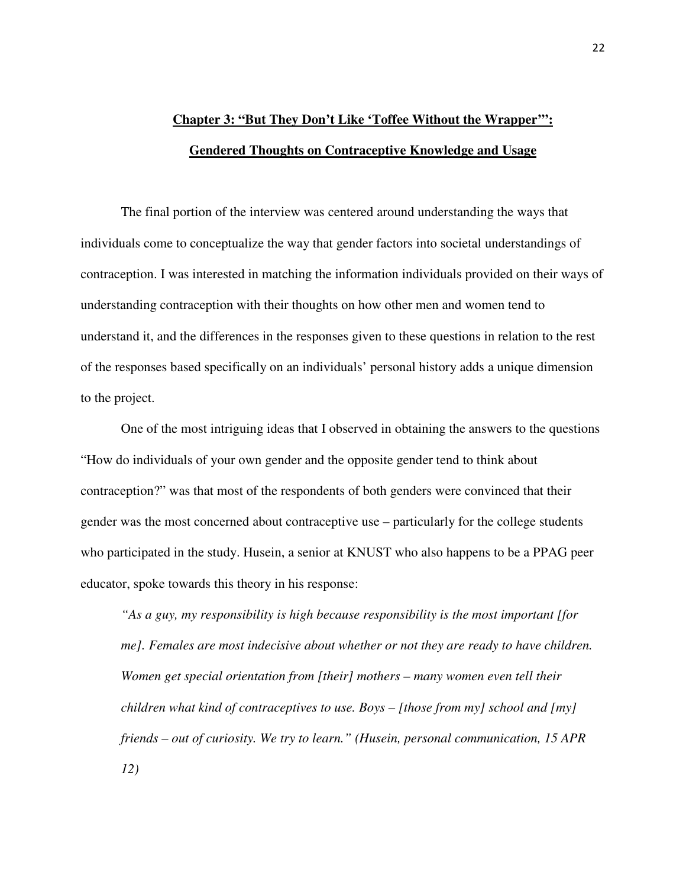## **Chapter 3: "But They Don't Like 'Toffee Without the Wrapper'": Gendered Thoughts on Contraceptive Knowledge and Usage**

The final portion of the interview was centered around understanding the ways that individuals come to conceptualize the way that gender factors into societal understandings of contraception. I was interested in matching the information individuals provided on their ways of understanding contraception with their thoughts on how other men and women tend to understand it, and the differences in the responses given to these questions in relation to the rest of the responses based specifically on an individuals' personal history adds a unique dimension to the project.

One of the most intriguing ideas that I observed in obtaining the answers to the questions "How do individuals of your own gender and the opposite gender tend to think about contraception?" was that most of the respondents of both genders were convinced that their gender was the most concerned about contraceptive use – particularly for the college students who participated in the study. Husein, a senior at KNUST who also happens to be a PPAG peer educator, spoke towards this theory in his response:

> *"As a guy, my responsibility is high because responsibility is the most important [for me]. Females are most indecisive about whether or not they are ready to have children. Women get special orientation from [their] mothers – many women even tell their children what kind of contraceptives to use. Boys – [those from my] school and [my] friends – out of curiosity. We try to learn." (Husein, personal communication, 15 APR 12)*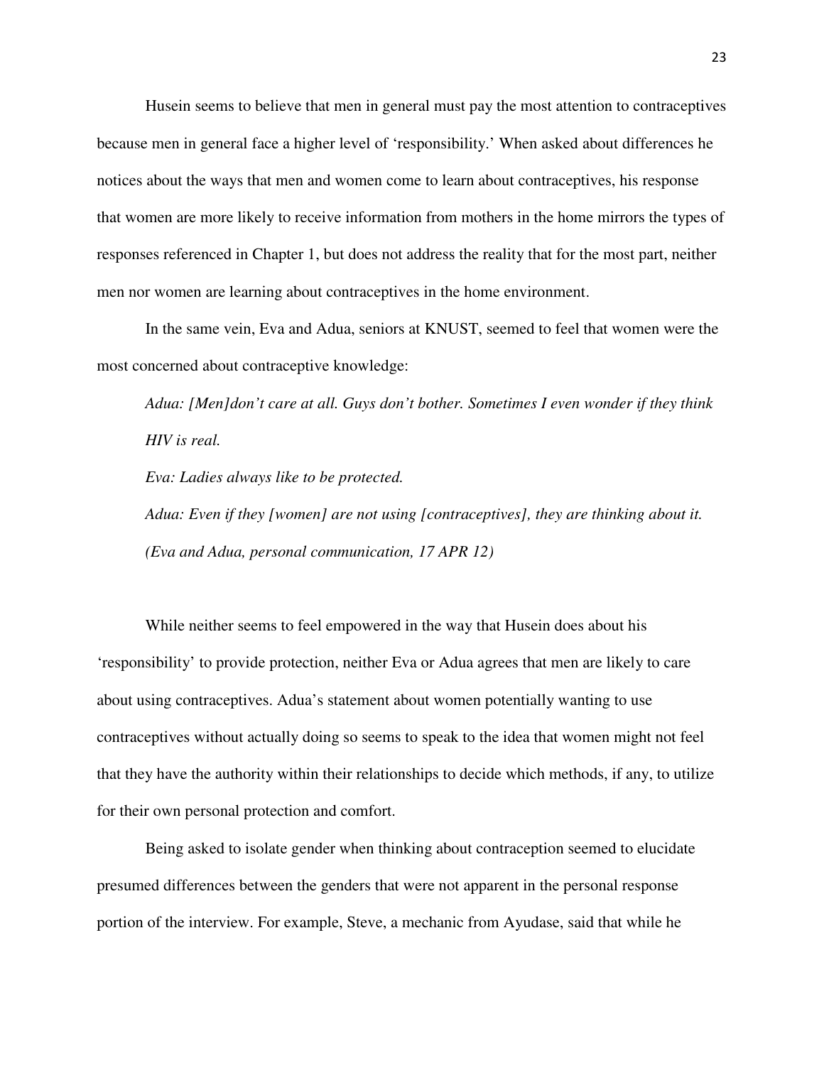Husein seems to believe that men in general must pay the most attention to contraceptives because men in general face a higher level of 'responsibility.' When asked about differences he notices about the ways that men and women come to learn about contraceptives, his response that women are more likely to receive information from mothers in the home mirrors the types of responses referenced in Chapter 1, but does not address the reality that for the most part, neither men nor women are learning about contraceptives in the home environment.

In the same vein, Eva and Adua, seniors at KNUST, seemed to feel that women were the most concerned about contraceptive knowledge:

> *Adua: [Men]don't care at all. Guys don't bother. Sometimes I even wonder if they think HIV is real.*
>
> *Eva: Ladies always like to be protected.*
>
> *Adua: Even if they [women] are not using [contraceptives], they are thinking about it. (Eva and Adua, personal communication, 17 APR 12)*

While neither seems to feel empowered in the way that Husein does about his 'responsibility' to provide protection, neither Eva or Adua agrees that men are likely to care about using contraceptives. Adua's statement about women potentially wanting to use contraceptives without actually doing so seems to speak to the idea that women might not feel that they have the authority within their relationships to decide which methods, if any, to utilize for their own personal protection and comfort.

Being asked to isolate gender when thinking about contraception seemed to elucidate presumed differences between the genders that were not apparent in the personal response portion of the interview. For example, Steve, a mechanic from Ayudase, said that while he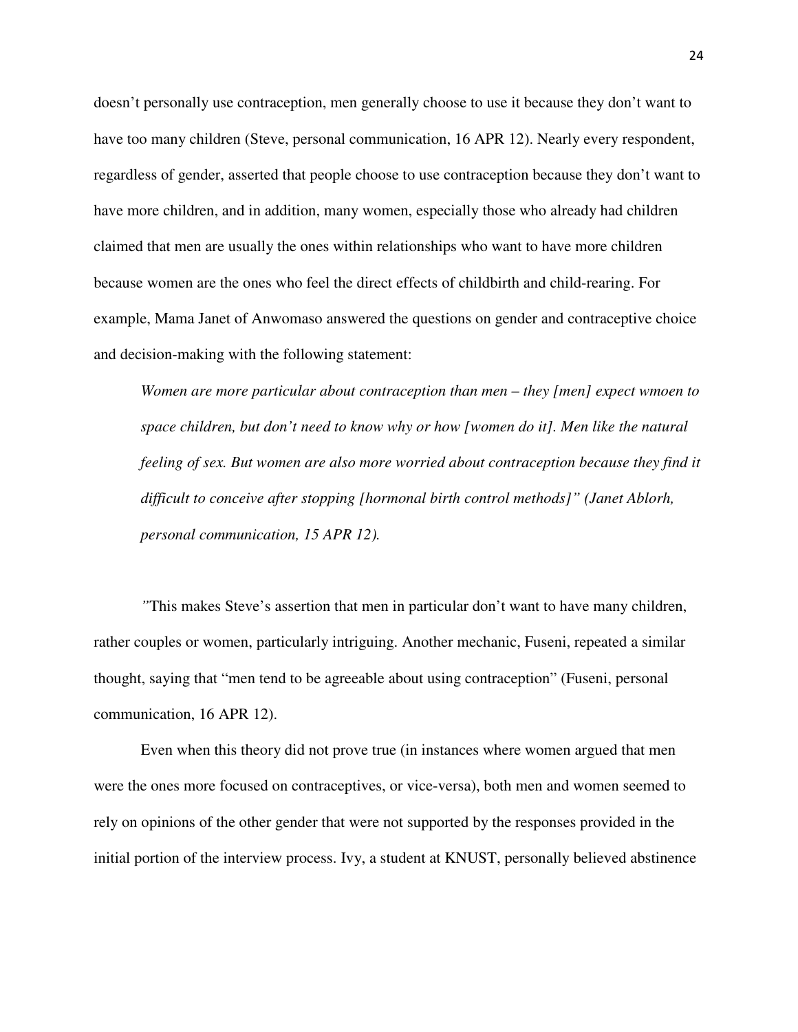doesn't personally use contraception, men generally choose to use it because they don't want to have too many children (Steve, personal communication, 16 APR 12). Nearly every respondent, regardless of gender, asserted that people choose to use contraception because they don't want to have more children, and in addition, many women, especially those who already had children claimed that men are usually the ones within relationships who want to have more children because women are the ones who feel the direct effects of childbirth and child-rearing. For example, Mama Janet of Anwomaso answered the questions on gender and contraceptive choice and decision-making with the following statement:

> *Women are more particular about contraception than men – they [men] expect wmoen to space children, but don't need to know why or how [women do it]. Men like the natural feeling of sex. But women are also more worried about contraception because they find it difficult to conceive after stopping [hormonal birth control methods]" (Janet Ablorh, personal communication, 15 APR 12).*

"This makes Steve's assertion that men in particular don't want to have many children, rather couples or women, particularly intriguing. Another mechanic, Fuseni, repeated a similar thought, saying that "men tend to be agreeable about using contraception" (Fuseni, personal communication, 16 APR 12).

Even when this theory did not prove true (in instances where women argued that men were the ones more focused on contraceptives, or vice-versa), both men and women seemed to rely on opinions of the other gender that were not supported by the responses provided in the initial portion of the interview process. Ivy, a student at KNUST, personally believed abstinence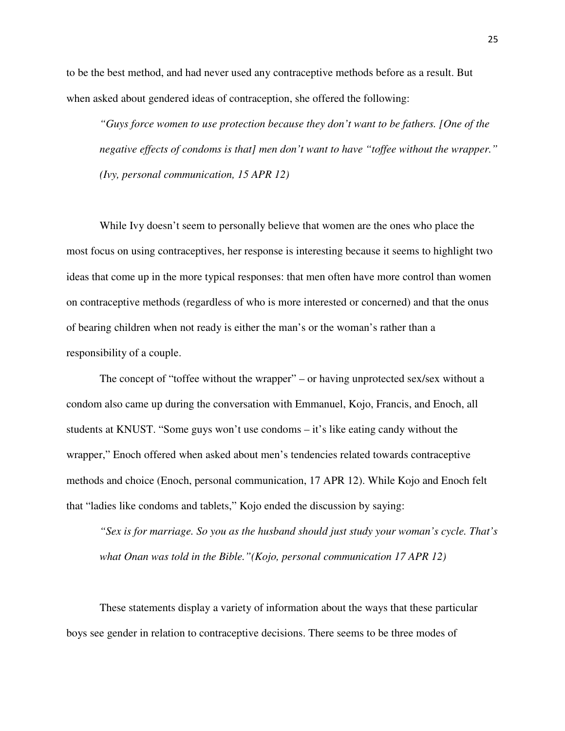to be the best method, and had never used any contraceptive methods before as a result. But when asked about gendered ideas of contraception, she offered the following:

> *"Guys force women to use protection because they don't want to be fathers. [One of the negative effects of condoms is that] men don't want to have "toffee without the wrapper." (Ivy, personal communication, 15 APR 12)*

While Ivy doesn't seem to personally believe that women are the ones who place the most focus on using contraceptives, her response is interesting because it seems to highlight two ideas that come up in the more typical responses: that men often have more control than women on contraceptive methods (regardless of who is more interested or concerned) and that the onus of bearing children when not ready is either the man's or the woman's rather than a responsibility of a couple.

The concept of "toffee without the wrapper" – or having unprotected sex/sex without a condom also came up during the conversation with Emmanuel, Kojo, Francis, and Enoch, all students at KNUST. "Some guys won't use condoms – it's like eating candy without the wrapper," Enoch offered when asked about men's tendencies related towards contraceptive methods and choice (Enoch, personal communication, 17 APR 12). While Kojo and Enoch felt that "ladies like condoms and tablets," Kojo ended the discussion by saying:

> *"Sex is for marriage. So you as the husband should just study your woman's cycle. That's what Onan was told in the Bible."(Kojo, personal communication 17 APR 12)*

These statements display a variety of information about the ways that these particular boys see gender in relation to contraceptive decisions. There seems to be three modes of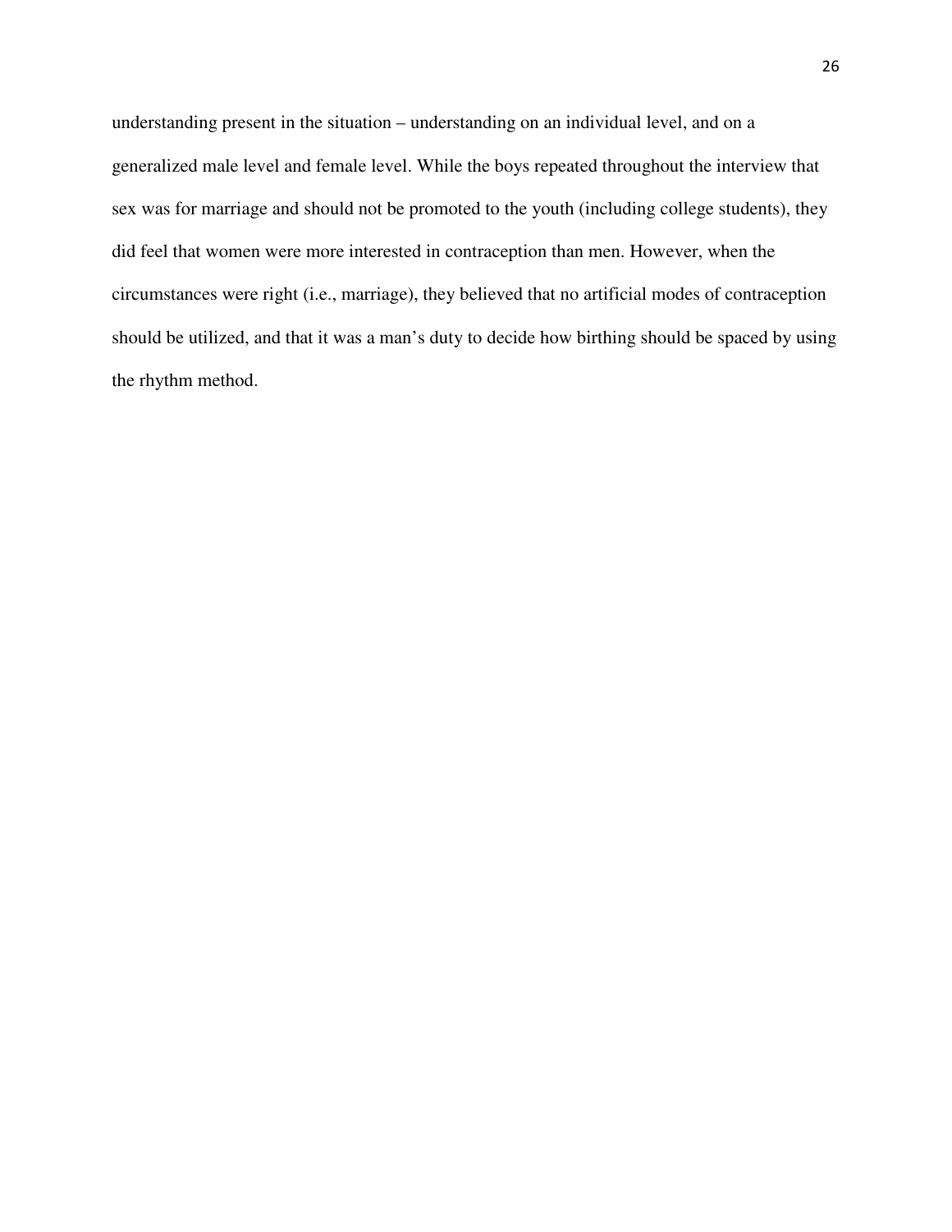understanding present in the situation – understanding on an individual level, and on a generalized male level and female level. While the boys repeated throughout the interview that sex was for marriage and should not be promoted to the youth (including college students), they did feel that women were more interested in contraception than men. However, when the circumstances were right (i.e., marriage), they believed that no artificial modes of contraception should be utilized, and that it was a man's duty to decide how birthing should be spaced by using the rhythm method.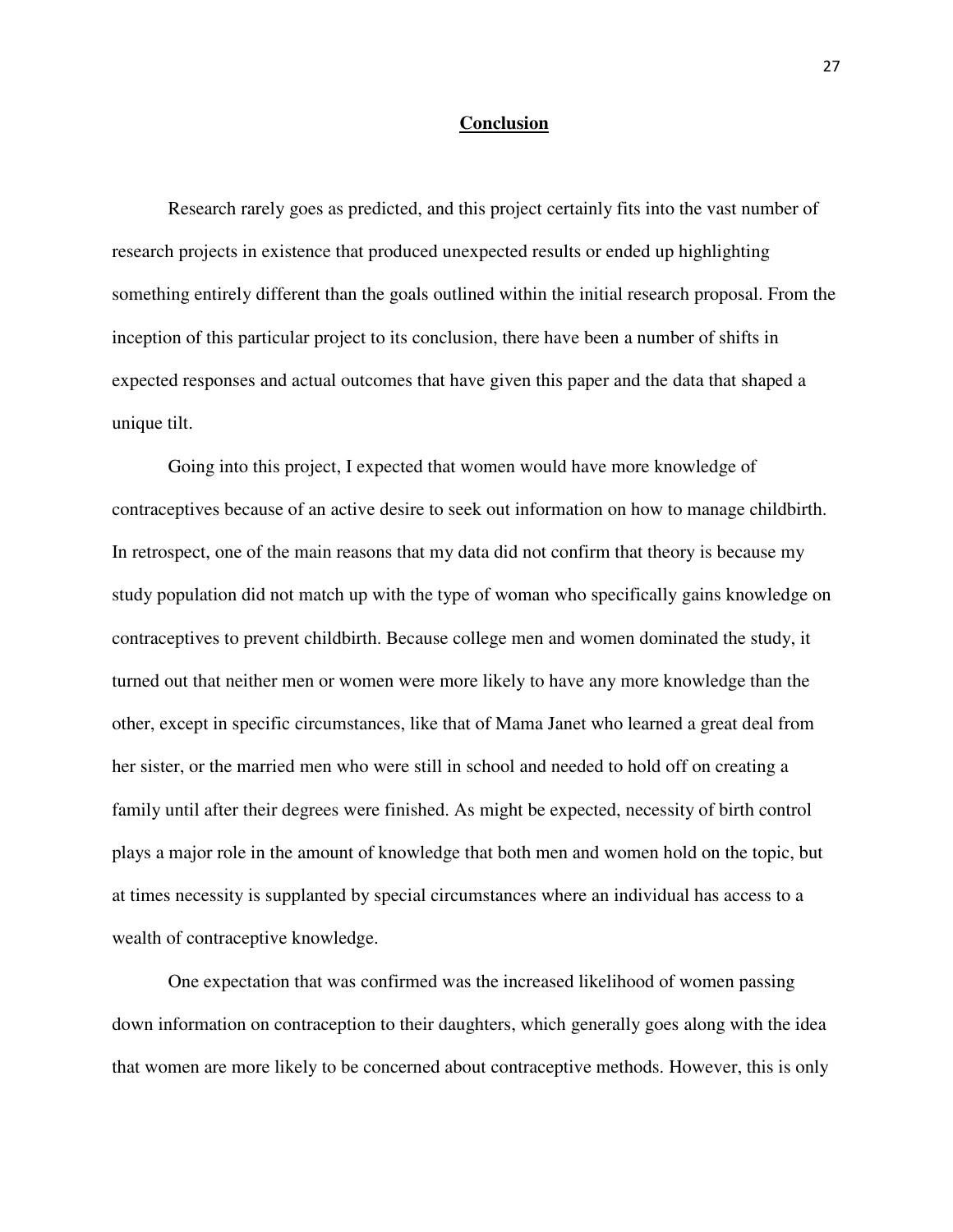# Conclusion

Research rarely goes as predicted, and this project certainly fits into the vast number of research projects in existence that produced unexpected results or ended up highlighting something entirely different than the goals outlined within the initial research proposal. From the inception of this particular project to its conclusion, there have been a number of shifts in expected responses and actual outcomes that have given this paper and the data that shaped a unique tilt.

Going into this project, I expected that women would have more knowledge of contraceptives because of an active desire to seek out information on how to manage childbirth. In retrospect, one of the main reasons that my data did not confirm that theory is because my study population did not match up with the type of woman who specifically gains knowledge on contraceptives to prevent childbirth. Because college men and women dominated the study, it turned out that neither men or women were more likely to have any more knowledge than the other, except in specific circumstances, like that of Mama Janet who learned a great deal from her sister, or the married men who were still in school and needed to hold off on creating a family until after their degrees were finished. As might be expected, necessity of birth control plays a major role in the amount of knowledge that both men and women hold on the topic, but at times necessity is supplanted by special circumstances where an individual has access to a wealth of contraceptive knowledge.

One expectation that was confirmed was the increased likelihood of women passing down information on contraception to their daughters, which generally goes along with the idea that women are more likely to be concerned about contraceptive methods. However, this is only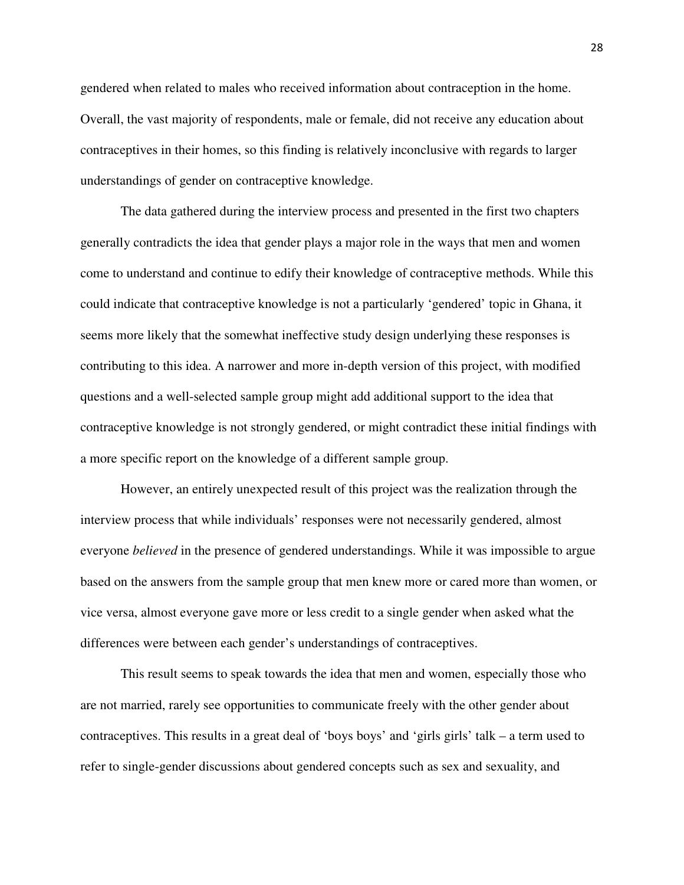gendered when related to males who received information about contraception in the home. Overall, the vast majority of respondents, male or female, did not receive any education about contraceptives in their homes, so this finding is relatively inconclusive with regards to larger understandings of gender on contraceptive knowledge.

The data gathered during the interview process and presented in the first two chapters generally contradicts the idea that gender plays a major role in the ways that men and women come to understand and continue to edify their knowledge of contraceptive methods. While this could indicate that contraceptive knowledge is not a particularly 'gendered' topic in Ghana, it seems more likely that the somewhat ineffective study design underlying these responses is contributing to this idea. A narrower and more in-depth version of this project, with modified questions and a well-selected sample group might add additional support to the idea that contraceptive knowledge is not strongly gendered, or might contradict these initial findings with a more specific report on the knowledge of a different sample group.

However, an entirely unexpected result of this project was the realization through the interview process that while individuals' responses were not necessarily gendered, almost everyone *believed* in the presence of gendered understandings. While it was impossible to argue based on the answers from the sample group that men knew more or cared more than women, or vice versa, almost everyone gave more or less credit to a single gender when asked what the differences were between each gender's understandings of contraceptives.

This result seems to speak towards the idea that men and women, especially those who are not married, rarely see opportunities to communicate freely with the other gender about contraceptives. This results in a great deal of 'boys boys' and 'girls girls' talk – a term used to refer to single-gender discussions about gendered concepts such as sex and sexuality, and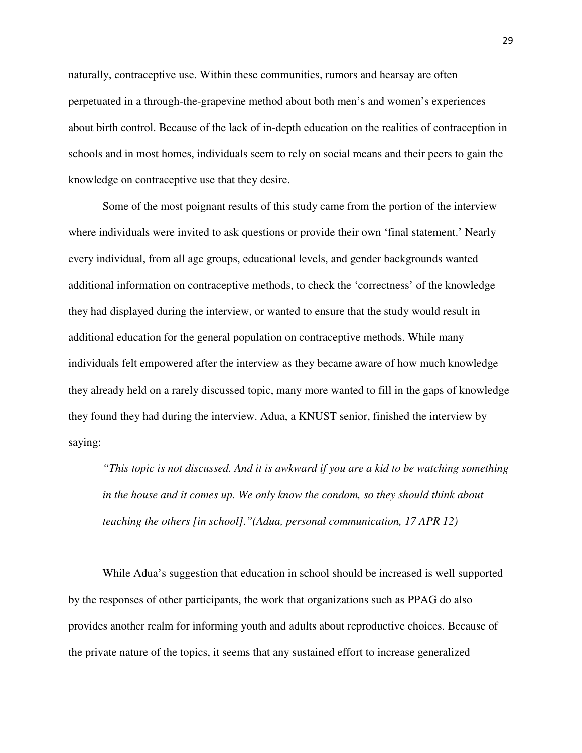naturally, contraceptive use. Within these communities, rumors and hearsay are often perpetuated in a through-the-grapevine method about both men's and women's experiences about birth control. Because of the lack of in-depth education on the realities of contraception in schools and in most homes, individuals seem to rely on social means and their peers to gain the knowledge on contraceptive use that they desire.

Some of the most poignant results of this study came from the portion of the interview where individuals were invited to ask questions or provide their own 'final statement.' Nearly every individual, from all age groups, educational levels, and gender backgrounds wanted additional information on contraceptive methods, to check the 'correctness' of the knowledge they had displayed during the interview, or wanted to ensure that the study would result in additional education for the general population on contraceptive methods. While many individuals felt empowered after the interview as they became aware of how much knowledge they already held on a rarely discussed topic, many more wanted to fill in the gaps of knowledge they found they had during the interview. Adua, a KNUST senior, finished the interview by saying:

> *"This topic is not discussed. And it is awkward if you are a kid to be watching something in the house and it comes up. We only know the condom, so they should think about teaching the others [in school]."(Adua, personal communication, 17 APR 12)*

While Adua's suggestion that education in school should be increased is well supported by the responses of other participants, the work that organizations such as PPAG do also provides another realm for informing youth and adults about reproductive choices. Because of the private nature of the topics, it seems that any sustained effort to increase generalized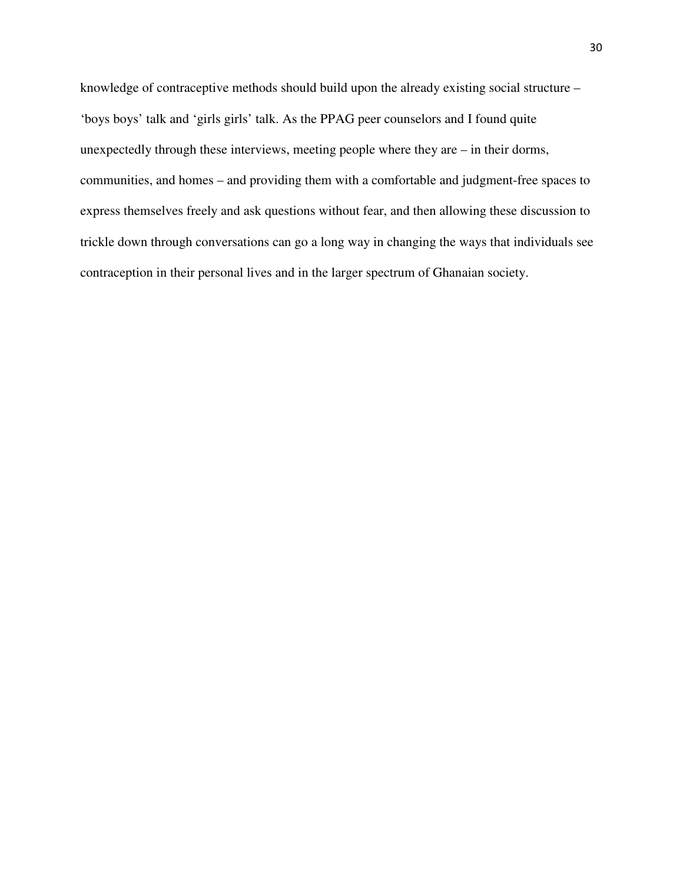knowledge of contraceptive methods should build upon the already existing social structure – 'boys boys' talk and 'girls girls' talk. As the PPAG peer counselors and I found quite unexpectedly through these interviews, meeting people where they are – in their dorms, communities, and homes – and providing them with a comfortable and judgment-free spaces to express themselves freely and ask questions without fear, and then allowing these discussion to trickle down through conversations can go a long way in changing the ways that individuals see contraception in their personal lives and in the larger spectrum of Ghanaian society.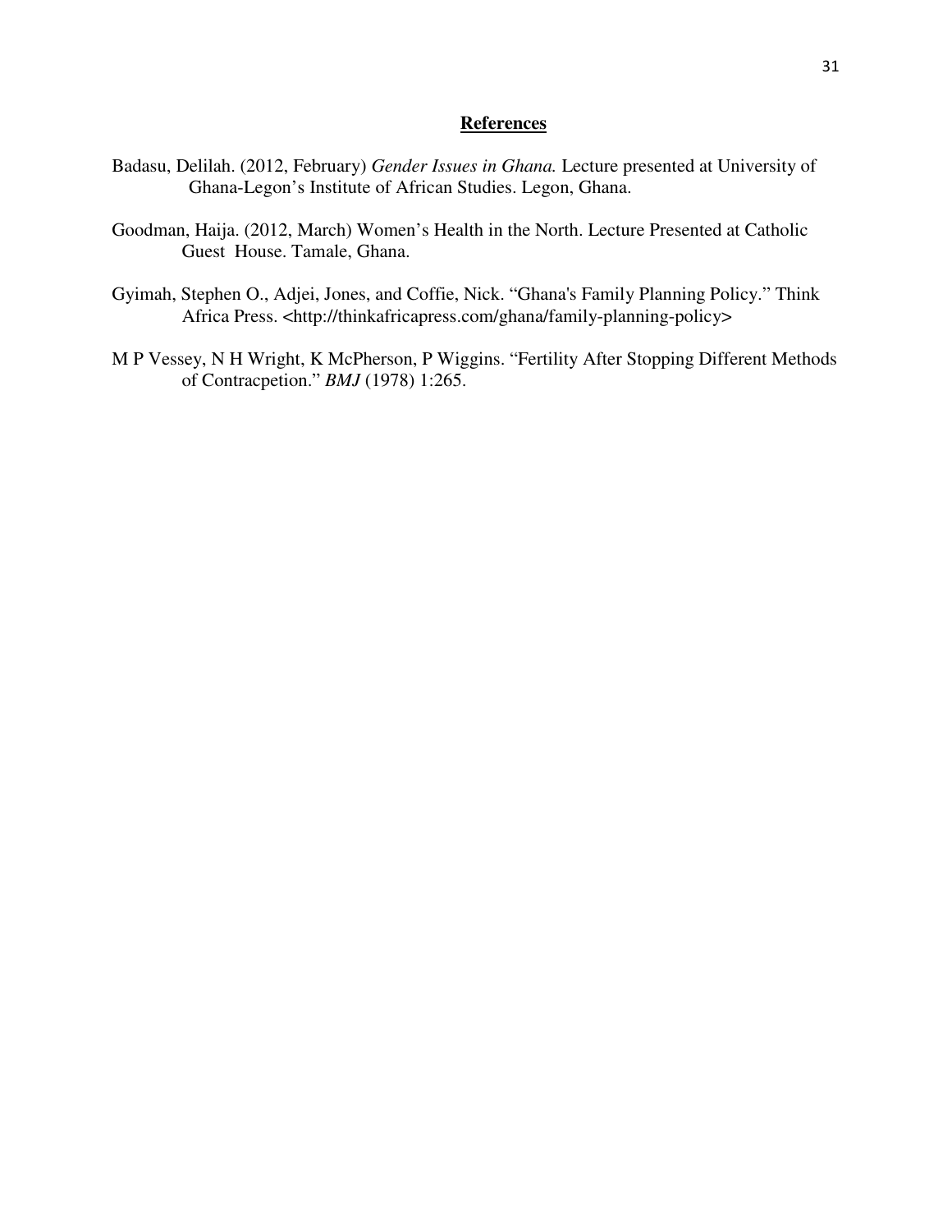# References

Badasu, Delilah. (2012, February) *Gender Issues in Ghana.* Lecture presented at University of Ghana-Legon's Institute of African Studies. Legon, Ghana.

Goodman, Haija. (2012, March) Women's Health in the North. Lecture Presented at Catholic Guest House. Tamale, Ghana.

Gyimah, Stephen O., Adjei, Jones, and Coffie, Nick. "Ghana's Family Planning Policy." Think Africa Press. <http://thinkafricapress.com/ghana/family-planning-policy>

M P Vessey, N H Wright, K McPherson, P Wiggins. "Fertility After Stopping Different Methods of Contracpetion." *BMJ* (1978) 1:265.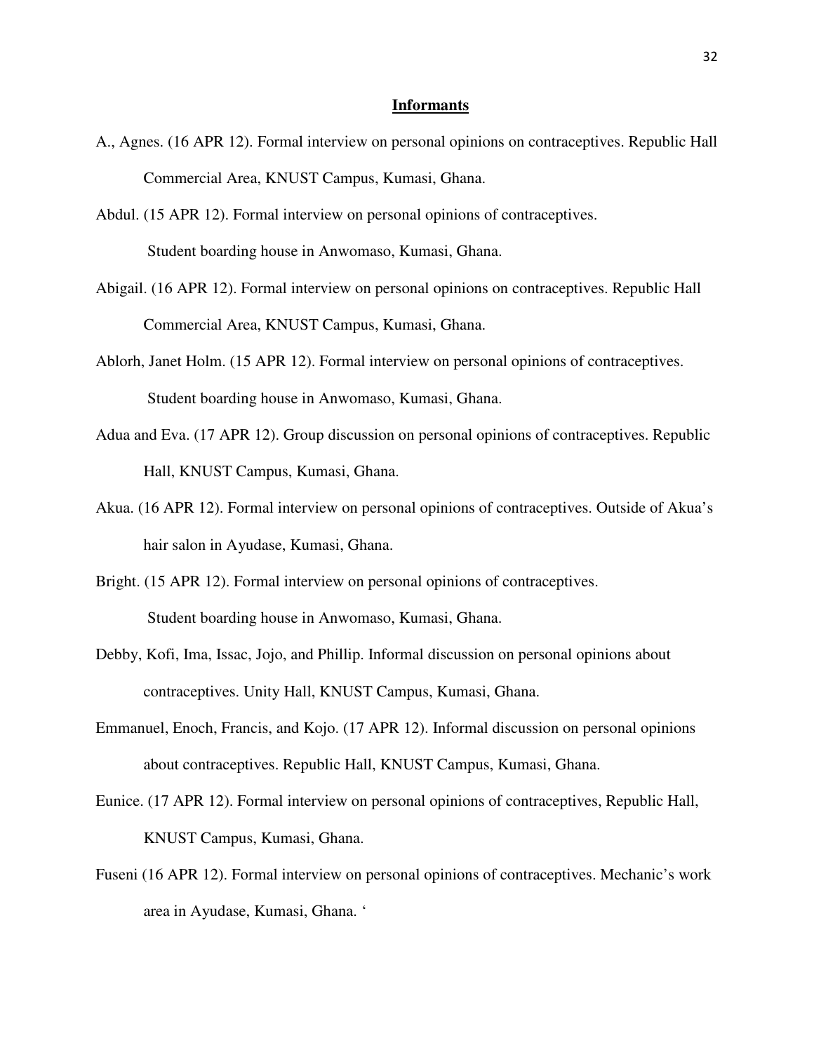**Informants**

A., Agnes. (16 APR 12). Formal interview on personal opinions on contraceptives. Republic Hall Commercial Area, KNUST Campus, Kumasi, Ghana.

Abdul. (15 APR 12). Formal interview on personal opinions of contraceptives. Student boarding house in Anwomaso, Kumasi, Ghana.

Abigail. (16 APR 12). Formal interview on personal opinions on contraceptives. Republic Hall Commercial Area, KNUST Campus, Kumasi, Ghana.

Ablorh, Janet Holm. (15 APR 12). Formal interview on personal opinions of contraceptives. Student boarding house in Anwomaso, Kumasi, Ghana.

Adua and Eva. (17 APR 12). Group discussion on personal opinions of contraceptives. Republic Hall, KNUST Campus, Kumasi, Ghana.

Akua. (16 APR 12). Formal interview on personal opinions of contraceptives. Outside of Akua's hair salon in Ayudase, Kumasi, Ghana.

Bright. (15 APR 12). Formal interview on personal opinions of contraceptives. Student boarding house in Anwomaso, Kumasi, Ghana.

Debby, Kofi, Ima, Issac, Jojo, and Phillip. Informal discussion on personal opinions about contraceptives. Unity Hall, KNUST Campus, Kumasi, Ghana.

Emmanuel, Enoch, Francis, and Kojo. (17 APR 12). Informal discussion on personal opinions about contraceptives. Republic Hall, KNUST Campus, Kumasi, Ghana.

Eunice. (17 APR 12). Formal interview on personal opinions of contraceptives, Republic Hall, KNUST Campus, Kumasi, Ghana.

Fuseni (16 APR 12). Formal interview on personal opinions of contraceptives. Mechanic's work area in Ayudase, Kumasi, Ghana. '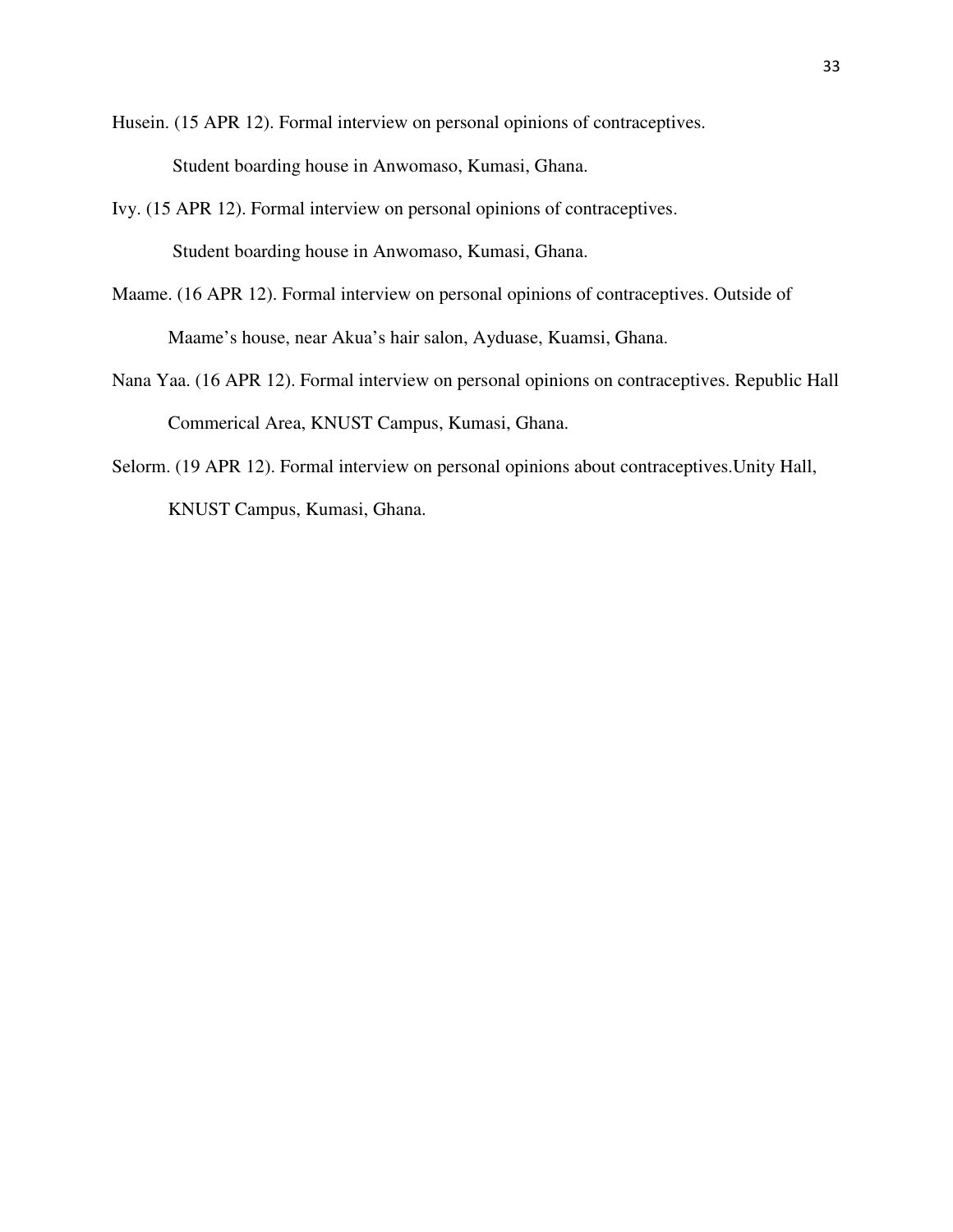Husein. (15 APR 12). Formal interview on personal opinions of contraceptives. Student boarding house in Anwomaso, Kumasi, Ghana.

Ivy. (15 APR 12). Formal interview on personal opinions of contraceptives. Student boarding house in Anwomaso, Kumasi, Ghana.

Maame. (16 APR 12). Formal interview on personal opinions of contraceptives. Outside of Maame's house, near Akua's hair salon, Ayduase, Kuamsi, Ghana.

Nana Yaa. (16 APR 12). Formal interview on personal opinions on contraceptives. Republic Hall Commerical Area, KNUST Campus, Kumasi, Ghana.

Selorm. (19 APR 12). Formal interview on personal opinions about contraceptives.Unity Hall, KNUST Campus, Kumasi, Ghana.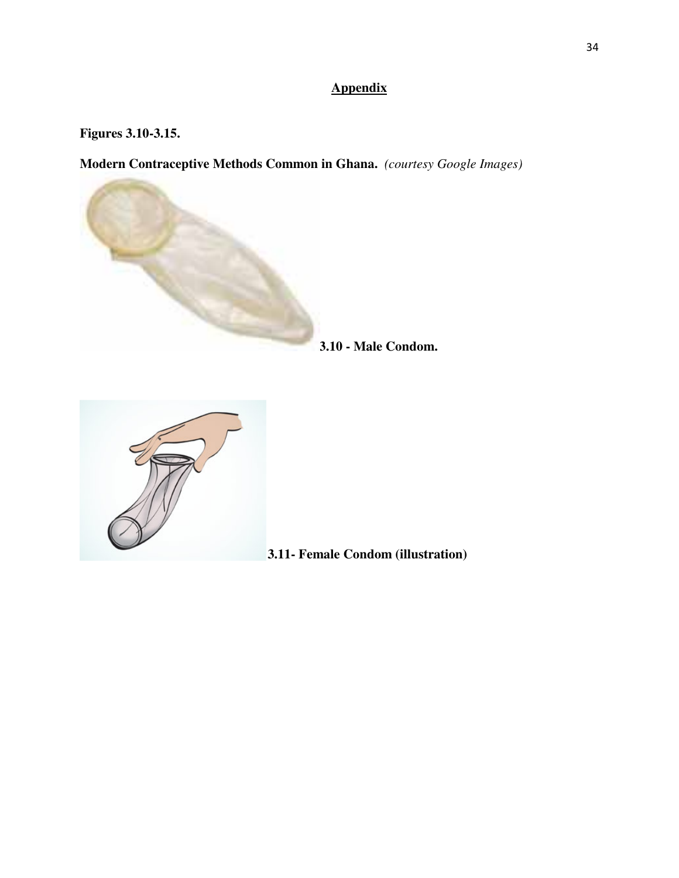## Appendix

**Figures 3.10-3.15.**

**Modern Contraceptive Methods Common in Ghana.** *(courtesy Google Images)*

**3.10 - Male Condom.**

**3.11- Female Condom (illustration)**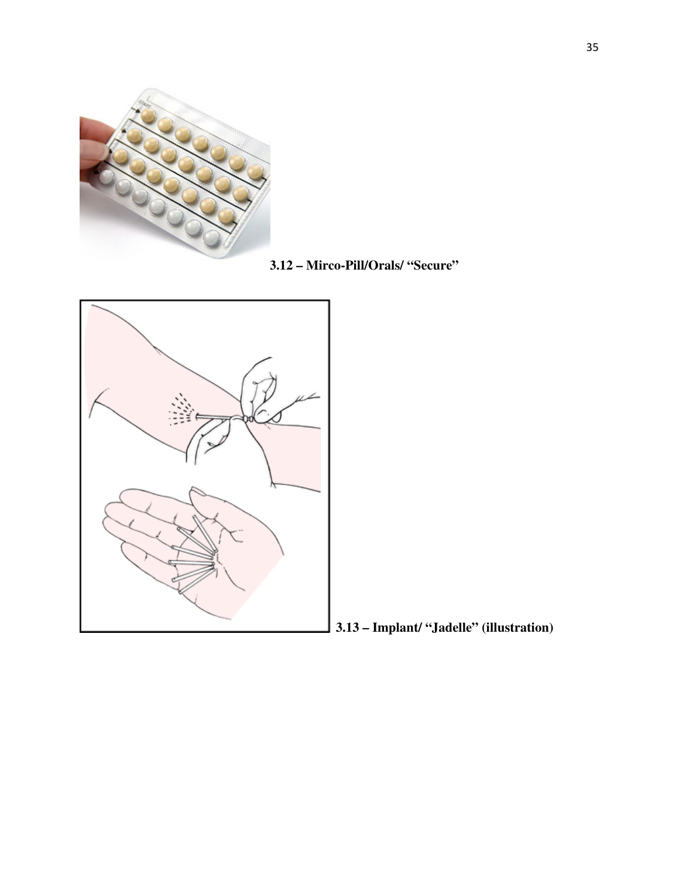**3.12 – Mirco-Pill/Orals/ “Secure”**

**3.13 – Implant/ “Jadelle” (illustration)**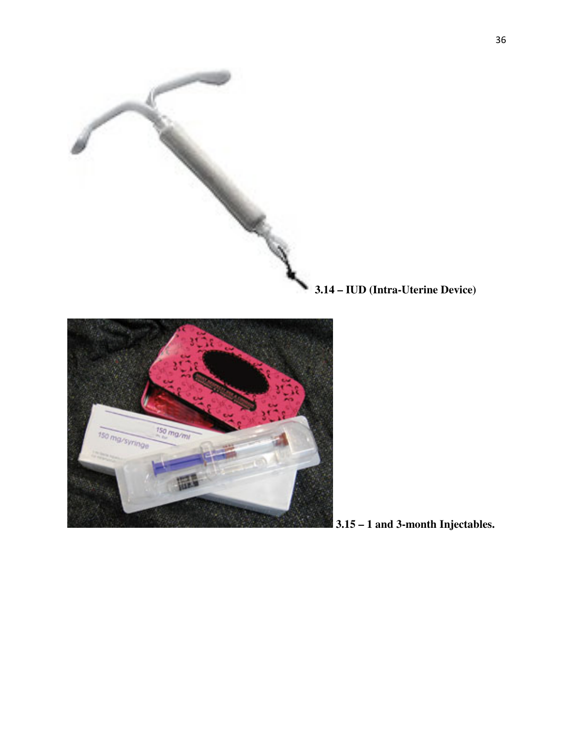**3.14 – IUD (Intra-Uterine Device)**

**3.15 – 1 and 3-month Injectables.**